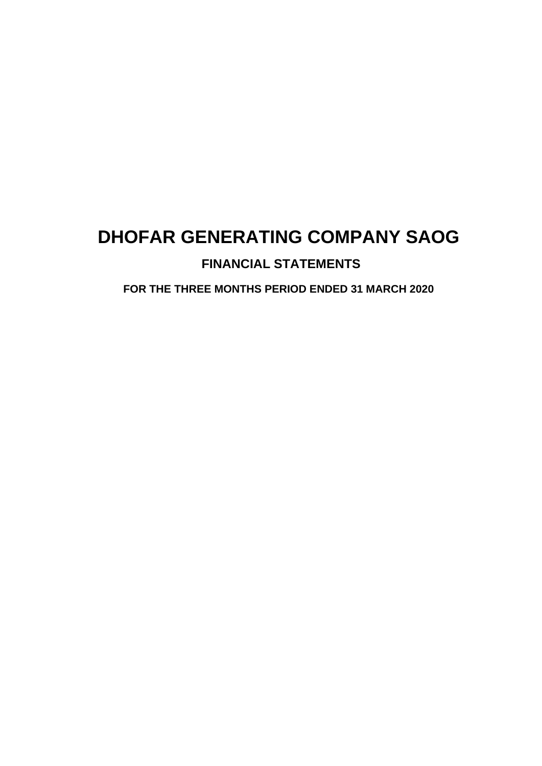# DHOFAR GENERATING COMPANY SAOG

## FINANCIAL STATEMENTS

### FOR THE THREE MONTHS PERIOD ENDED 31 MARCH 2020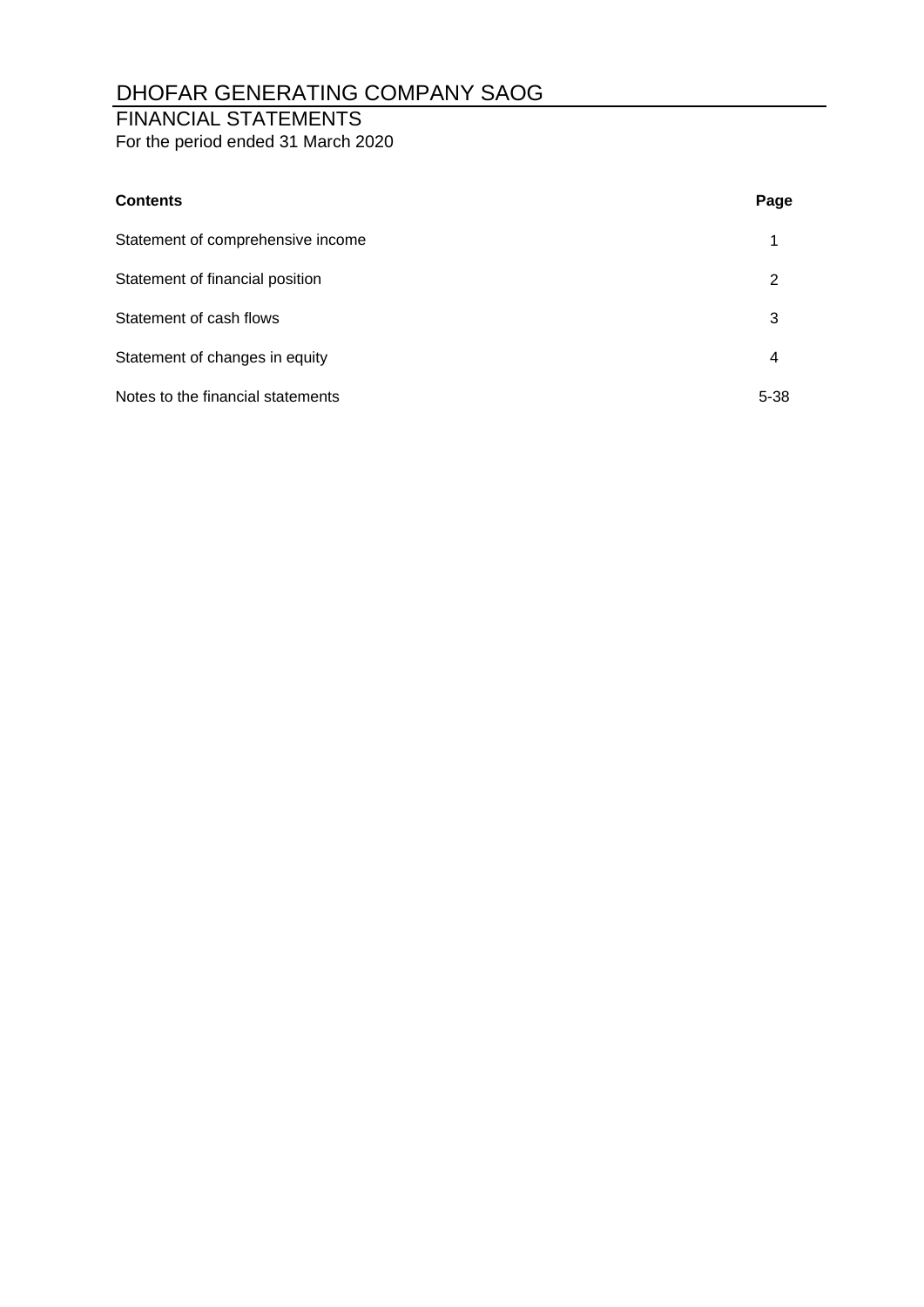# DHOFAR GENERATING COMPANY SAOG

## FINANCIAL STATEMENTS

For the period ended 31 March 2020

| Contents | Page |
|---|---|
| Statement of comprehensive income | 1 |
| Statement of financial position | 2 |
| Statement of cash flows | 3 |
| Statement of changes in equity | 4 |
| Notes to the financial statements | 5-38 |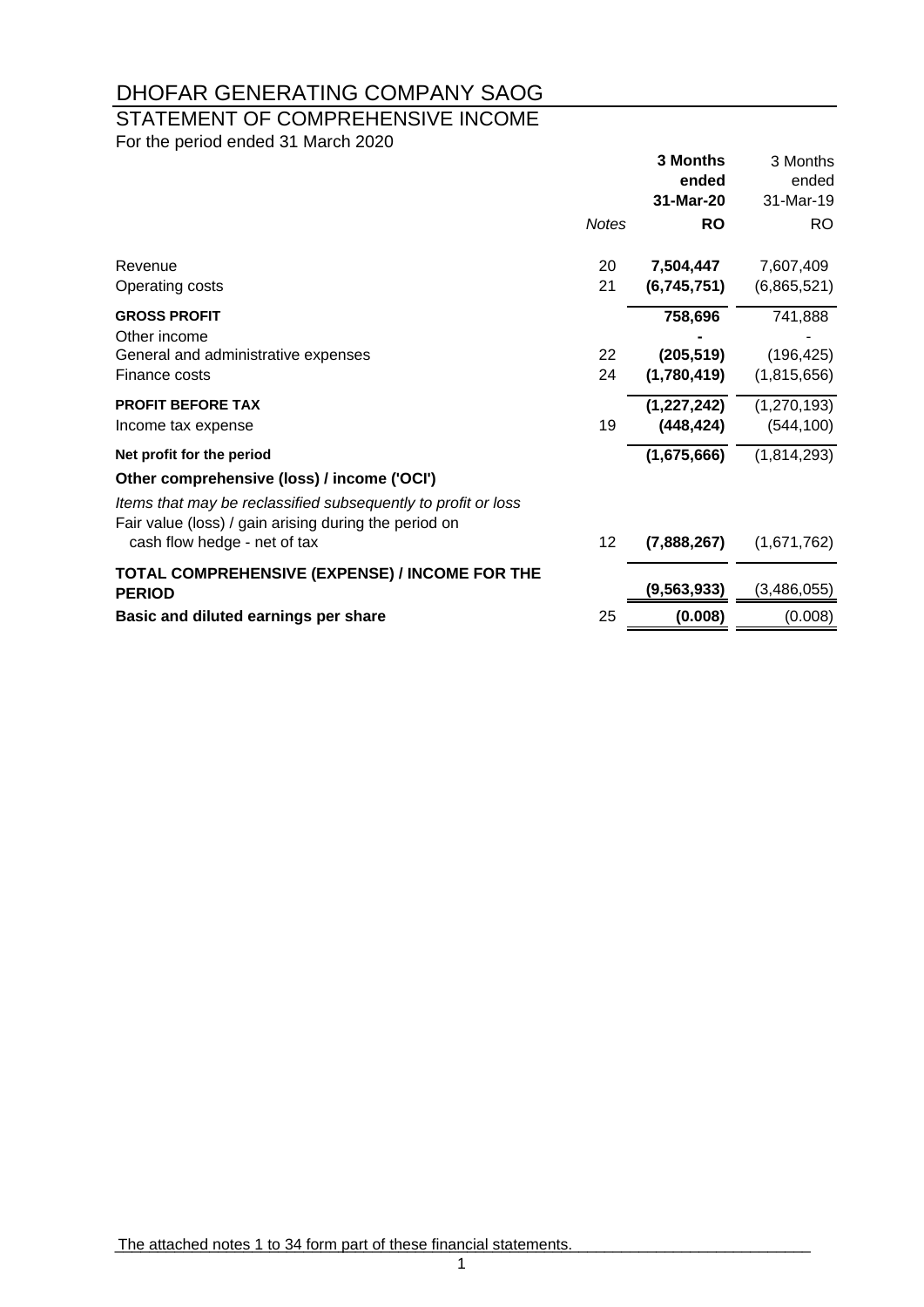# DHOFAR GENERATING COMPANY SAOG

## STATEMENT OF COMPREHENSIVE INCOME

For the period ended 31 March 2020

| | Notes | **3 Months ended 31-Mar-20** | 3 Months ended 31-Mar-19 |
|---|---|---|---|
| | | **RO** | RO |
| Revenue | 20 | **7,504,447** | 7,607,409 |
| Operating costs | 21 | **(6,745,751)** | (6,865,521) |
| **GROSS PROFIT** | | **758,696** | 741,888 |
| Other income | | **-** | - |
| General and administrative expenses | 22 | **(205,519)** | (196,425) |
| Finance costs | 24 | **(1,780,419)** | (1,815,656) |
| **PROFIT BEFORE TAX** | | **(1,227,242)** | (1,270,193) |
| Income tax expense | 19 | **(448,424)** | (544,100) |
| **Net profit for the period** | | **(1,675,666)** | (1,814,293) |
| **Other comprehensive (loss) / income ('OCI')** | | | |
| *Items that may be reclassified subsequently to profit or loss* | | | |
| Fair value (loss) / gain arising during the period on cash flow hedge - net of tax | 12 | **(7,888,267)** | (1,671,762) |
| **TOTAL COMPREHENSIVE (EXPENSE) / INCOME FOR THE PERIOD** | | **(9,563,933)** | (3,486,055) |
| **Basic and diluted earnings per share** | 25 | **(0.008)** | (0.008) |

The attached notes 1 to 34 form part of these financial statements.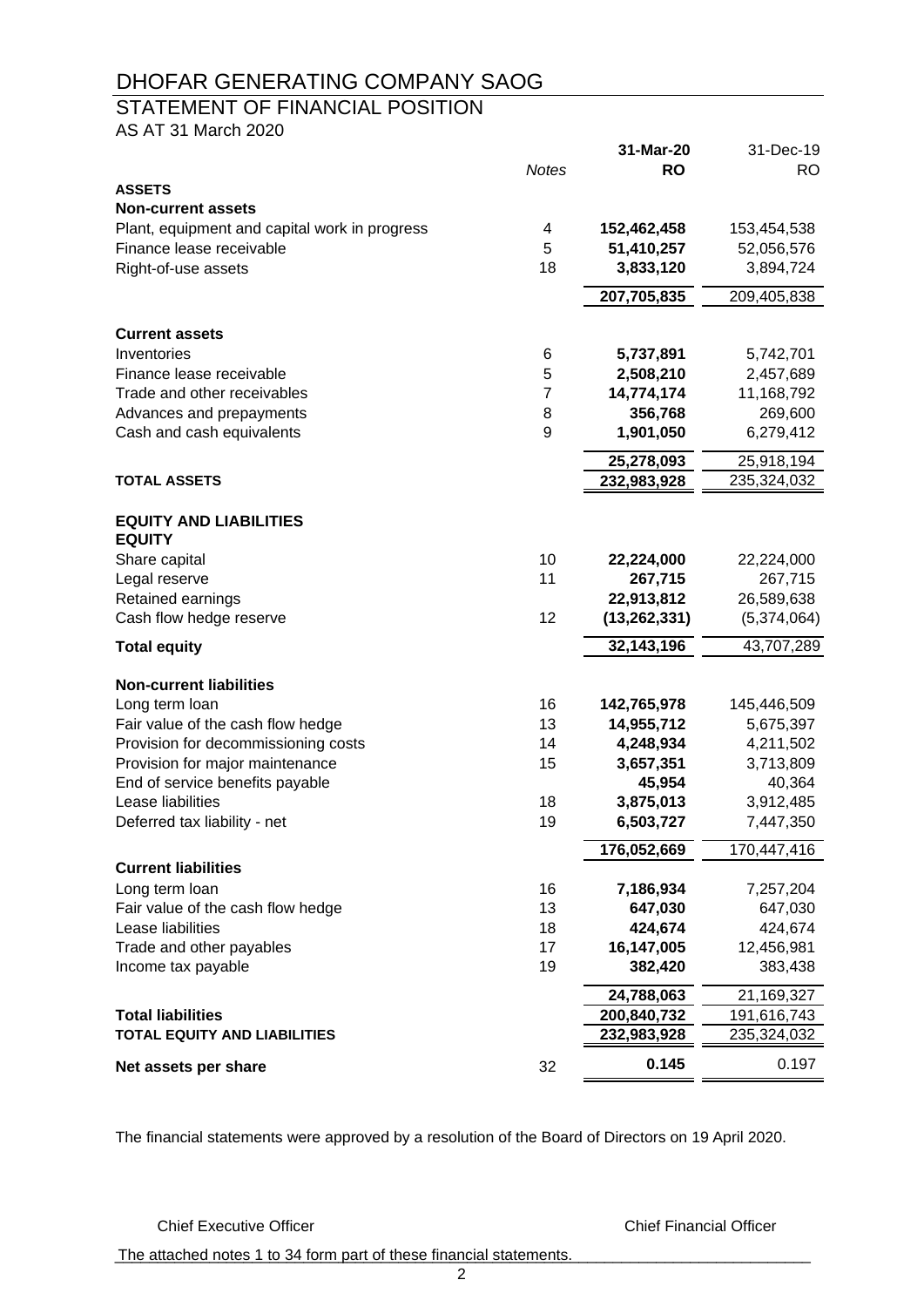# DHOFAR GENERATING COMPANY SAOG

## STATEMENT OF FINANCIAL POSITION

AS AT 31 March 2020

| | *Notes* | **31-Mar-20 RO** | 31-Dec-19 RO |
|---|---|---|---|
| **ASSETS** | | | |
| **Non-current assets** | | | |
| Plant, equipment and capital work in progress | 4 | **152,462,458** | 153,454,538 |
| Finance lease receivable | 5 | **51,410,257** | 52,056,576 |
| Right-of-use assets | 18 | **3,833,120** | 3,894,724 |
| | | **207,705,835** | 209,405,838 |
| **Current assets** | | | |
| Inventories | 6 | **5,737,891** | 5,742,701 |
| Finance lease receivable | 5 | **2,508,210** | 2,457,689 |
| Trade and other receivables | 7 | **14,774,174** | 11,168,792 |
| Advances and prepayments | 8 | **356,768** | 269,600 |
| Cash and cash equivalents | 9 | **1,901,050** | 6,279,412 |
| | | **25,278,093** | 25,918,194 |
| **TOTAL ASSETS** | | **232,983,928** | 235,324,032 |
| **EQUITY AND LIABILITIES** | | | |
| **EQUITY** | | | |
| Share capital | 10 | **22,224,000** | 22,224,000 |
| Legal reserve | 11 | **267,715** | 267,715 |
| Retained earnings | | **22,913,812** | 26,589,638 |
| Cash flow hedge reserve | 12 | **(13,262,331)** | (5,374,064) |
| **Total equity** | | **32,143,196** | 43,707,289 |
| **Non-current liabilities** | | | |
| Long term loan | 16 | **142,765,978** | 145,446,509 |
| Fair value of the cash flow hedge | 13 | **14,955,712** | 5,675,397 |
| Provision for decommissioning costs | 14 | **4,248,934** | 4,211,502 |
| Provision for major maintenance | 15 | **3,657,351** | 3,713,809 |
| End of service benefits payable | | **45,954** | 40,364 |
| Lease liabilities | 18 | **3,875,013** | 3,912,485 |
| Deferred tax liability - net | 19 | **6,503,727** | 7,447,350 |
| | | **176,052,669** | 170,447,416 |
| **Current liabilities** | | | |
| Long term loan | 16 | **7,186,934** | 7,257,204 |
| Fair value of the cash flow hedge | 13 | **647,030** | 647,030 |
| Lease liabilities | 18 | **424,674** | 424,674 |
| Trade and other payables | 17 | **16,147,005** | 12,456,981 |
| Income tax payable | 19 | **382,420** | 383,438 |
| | | **24,788,063** | 21,169,327 |
| **Total liabilities** | | **200,840,732** | 191,616,743 |
| **TOTAL EQUITY AND LIABILITIES** | | **232,983,928** | 235,324,032 |
| **Net assets per share** | 32 | **0.145** | 0.197 |

The financial statements were approved by a resolution of the Board of Directors on 19 April 2020.

Chief Executive Officer

Chief Financial Officer

The attached notes 1 to 34 form part of these financial statements.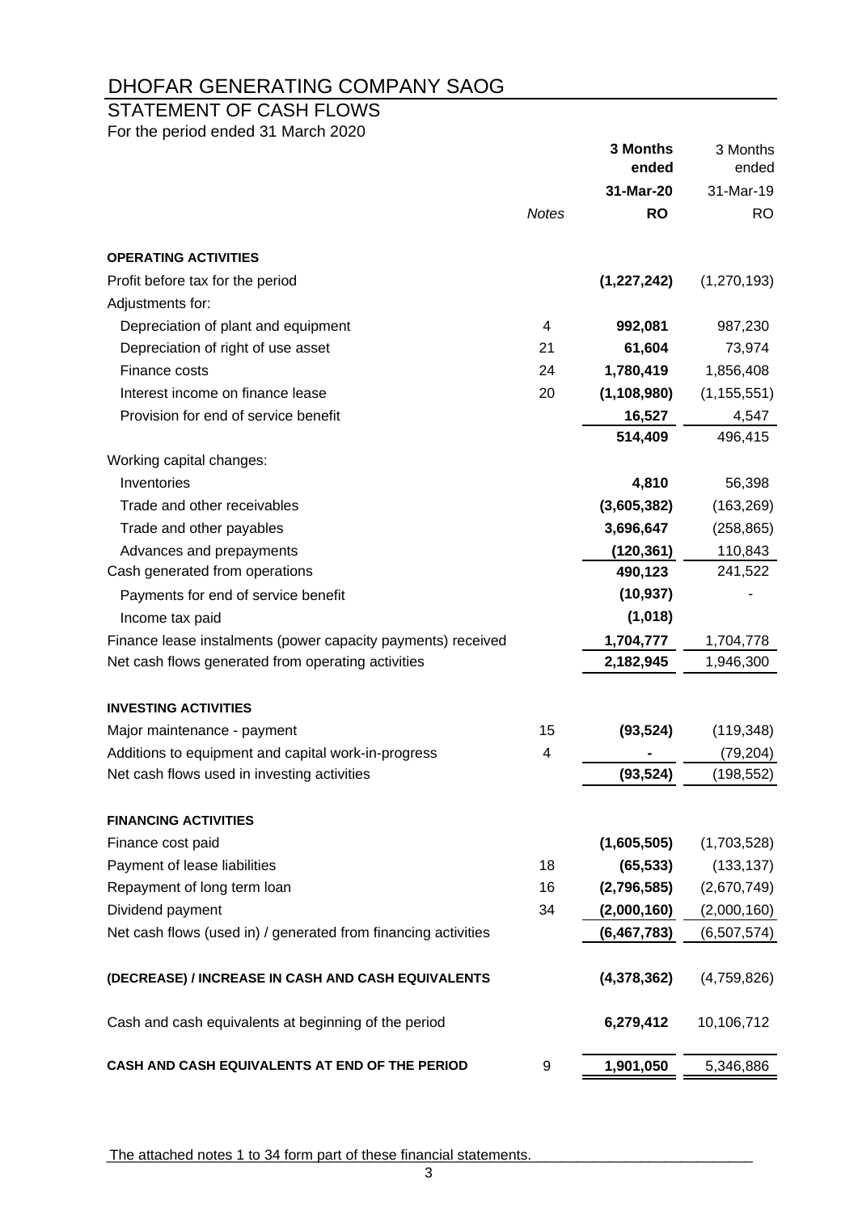# DHOFAR GENERATING COMPANY SAOG

## STATEMENT OF CASH FLOWS

For the period ended 31 March 2020

| | Notes | **3 Months ended 31-Mar-20 RO** | 3 Months ended 31-Mar-19 RO |
|---|---|---|---|
| **OPERATING ACTIVITIES** | | | |
| Profit before tax for the period | | **(1,227,242)** | (1,270,193) |
| Adjustments for: | | | |
| Depreciation of plant and equipment | 4 | **992,081** | 987,230 |
| Depreciation of right of use asset | 21 | **61,604** | 73,974 |
| Finance costs | 24 | **1,780,419** | 1,856,408 |
| Interest income on finance lease | 20 | **(1,108,980)** | (1,155,551) |
| Provision for end of service benefit | | **16,527** | 4,547 |
| | | **514,409** | 496,415 |
| Working capital changes: | | | |
| Inventories | | **4,810** | 56,398 |
| Trade and other receivables | | **(3,605,382)** | (163,269) |
| Trade and other payables | | **3,696,647** | (258,865) |
| Advances and prepayments | | **(120,361)** | 110,843 |
| Cash generated from operations | | **490,123** | 241,522 |
| Payments for end of service benefit | | **(10,937)** | - |
| Income tax paid | | **(1,018)** | |
| Finance lease instalments (power capacity payments) received | | **1,704,777** | 1,704,778 |
| Net cash flows generated from operating activities | | **2,182,945** | 1,946,300 |
| **INVESTING ACTIVITIES** | | | |
| Major maintenance - payment | 15 | **(93,524)** | (119,348) |
| Additions to equipment and capital work-in-progress | 4 | **-** | (79,204) |
| Net cash flows used in investing activities | | **(93,524)** | (198,552) |
| **FINANCING ACTIVITIES** | | | |
| Finance cost paid | | **(1,605,505)** | (1,703,528) |
| Payment of lease liabilities | 18 | **(65,533)** | (133,137) |
| Repayment of long term loan | 16 | **(2,796,585)** | (2,670,749) |
| Dividend payment | 34 | **(2,000,160)** | (2,000,160) |
| Net cash flows (used in) / generated from financing activities | | **(6,467,783)** | (6,507,574) |
| **(DECREASE) / INCREASE IN CASH AND CASH EQUIVALENTS** | | **(4,378,362)** | (4,759,826) |
| Cash and cash equivalents at beginning of the period | | **6,279,412** | 10,106,712 |
| **CASH AND CASH EQUIVALENTS AT END OF THE PERIOD** | 9 | **1,901,050** | 5,346,886 |

The attached notes 1 to 34 form part of these financial statements.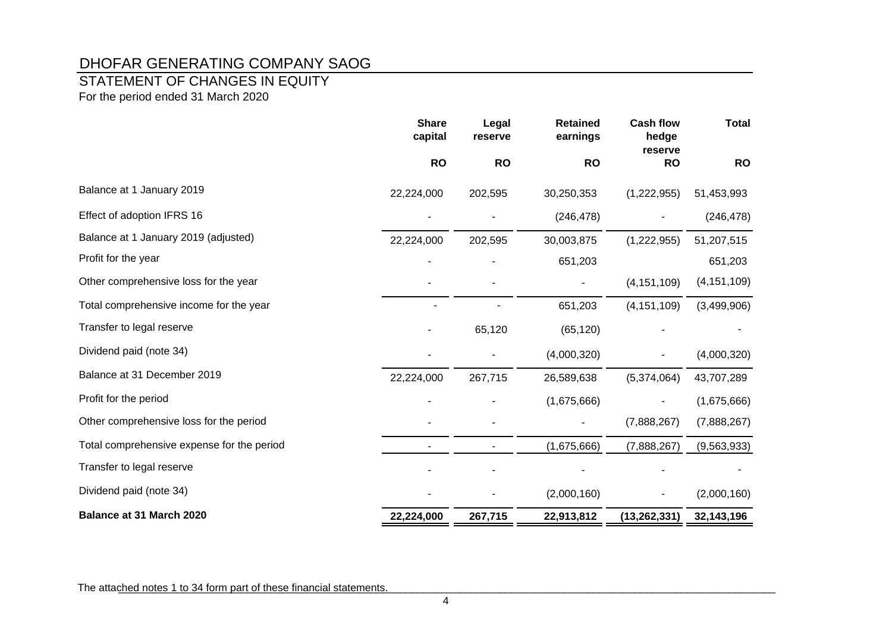# DHOFAR GENERATING COMPANY SAOG

## STATEMENT OF CHANGES IN EQUITY

For the period ended 31 March 2020

| | Share capital | Legal reserve | Retained earnings | Cash flow hedge reserve | Total |
|---|---|---|---|---|---|
| | RO | RO | RO | RO | RO |
| Balance at 1 January 2019 | 22,224,000 | 202,595 | 30,250,353 | (1,222,955) | 51,453,993 |
| Effect of adoption IFRS 16 | - | - | (246,478) | - | (246,478) |
| Balance at 1 January 2019 (adjusted) | 22,224,000 | 202,595 | 30,003,875 | (1,222,955) | 51,207,515 |
| Profit for the year | - | - | 651,203 | | 651,203 |
| Other comprehensive loss for the year | - | - | - | (4,151,109) | (4,151,109) |
| Total comprehensive income for the year | - | - | 651,203 | (4,151,109) | (3,499,906) |
| Transfer to legal reserve | - | 65,120 | (65,120) | - | - |
| Dividend paid (note 34) | - | - | (4,000,320) | - | (4,000,320) |
| Balance at 31 December 2019 | 22,224,000 | 267,715 | 26,589,638 | (5,374,064) | 43,707,289 |
| Profit for the period | - | - | (1,675,666) | - | (1,675,666) |
| Other comprehensive loss for the period | - | - | - | (7,888,267) | (7,888,267) |
| Total comprehensive expense for the period | - | - | (1,675,666) | (7,888,267) | (9,563,933) |
| Transfer to legal reserve | - | - | - | - | - |
| Dividend paid (note 34) | - | - | (2,000,160) | - | (2,000,160) |
| **Balance at 31 March 2020** | **22,224,000** | **267,715** | **22,913,812** | **(13,262,331)** | **32,143,196** |

The attached notes 1 to 34 form part of these financial statements.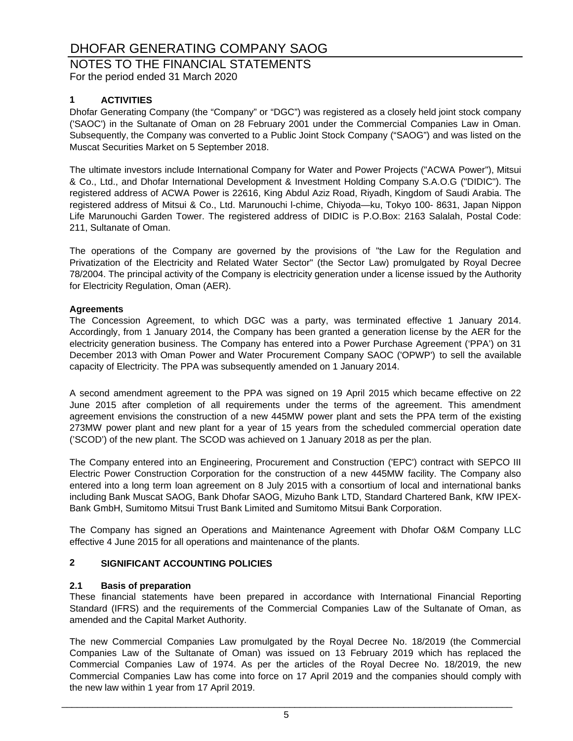# DHOFAR GENERATING COMPANY SAOG

## NOTES TO THE FINANCIAL STATEMENTS

For the period ended 31 March 2020

### 1 ACTIVITIES

Dhofar Generating Company (the "Company" or "DGC") was registered as a closely held joint stock company ('SAOC') in the Sultanate of Oman on 28 February 2001 under the Commercial Companies Law in Oman. Subsequently, the Company was converted to a Public Joint Stock Company ("SAOG") and was listed on the Muscat Securities Market on 5 September 2018.

The ultimate investors include International Company for Water and Power Projects ("ACWA Power"), Mitsui & Co., Ltd., and Dhofar International Development & Investment Holding Company S.A.O.G ("DIDIC"). The registered address of ACWA Power is 22616, King Abdul Aziz Road, Riyadh, Kingdom of Saudi Arabia. The registered address of Mitsui & Co., Ltd. Marunouchi l-chime, Chiyoda—ku, Tokyo 100- 8631, Japan Nippon Life Marunouchi Garden Tower. The registered address of DIDIC is P.O.Box: 2163 Salalah, Postal Code: 211, Sultanate of Oman.

The operations of the Company are governed by the provisions of "the Law for the Regulation and Privatization of the Electricity and Related Water Sector" (the Sector Law) promulgated by Royal Decree 78/2004. The principal activity of the Company is electricity generation under a license issued by the Authority for Electricity Regulation, Oman (AER).

**Agreements**

The Concession Agreement, to which DGC was a party, was terminated effective 1 January 2014. Accordingly, from 1 January 2014, the Company has been granted a generation license by the AER for the electricity generation business. The Company has entered into a Power Purchase Agreement ('PPA') on 31 December 2013 with Oman Power and Water Procurement Company SAOC ('OPWP') to sell the available capacity of Electricity. The PPA was subsequently amended on 1 January 2014.

A second amendment agreement to the PPA was signed on 19 April 2015 which became effective on 22 June 2015 after completion of all requirements under the terms of the agreement. This amendment agreement envisions the construction of a new 445MW power plant and sets the PPA term of the existing 273MW power plant and new plant for a year of 15 years from the scheduled commercial operation date ('SCOD') of the new plant. The SCOD was achieved on 1 January 2018 as per the plan.

The Company entered into an Engineering, Procurement and Construction ('EPC') contract with SEPCO III Electric Power Construction Corporation for the construction of a new 445MW facility. The Company also entered into a long term loan agreement on 8 July 2015 with a consortium of local and international banks including Bank Muscat SAOG, Bank Dhofar SAOG, Mizuho Bank LTD, Standard Chartered Bank, KfW IPEX-Bank GmbH, Sumitomo Mitsui Trust Bank Limited and Sumitomo Mitsui Bank Corporation.

The Company has signed an Operations and Maintenance Agreement with Dhofar O&M Company LLC effective 4 June 2015 for all operations and maintenance of the plants.

### 2 SIGNIFICANT ACCOUNTING POLICIES

#### 2.1 Basis of preparation

These financial statements have been prepared in accordance with International Financial Reporting Standard (IFRS) and the requirements of the Commercial Companies Law of the Sultanate of Oman, as amended and the Capital Market Authority.

The new Commercial Companies Law promulgated by the Royal Decree No. 18/2019 (the Commercial Companies Law of the Sultanate of Oman) was issued on 13 February 2019 which has replaced the Commercial Companies Law of 1974. As per the articles of the Royal Decree No. 18/2019, the new Commercial Companies Law has come into force on 17 April 2019 and the companies should comply with the new law within 1 year from 17 April 2019.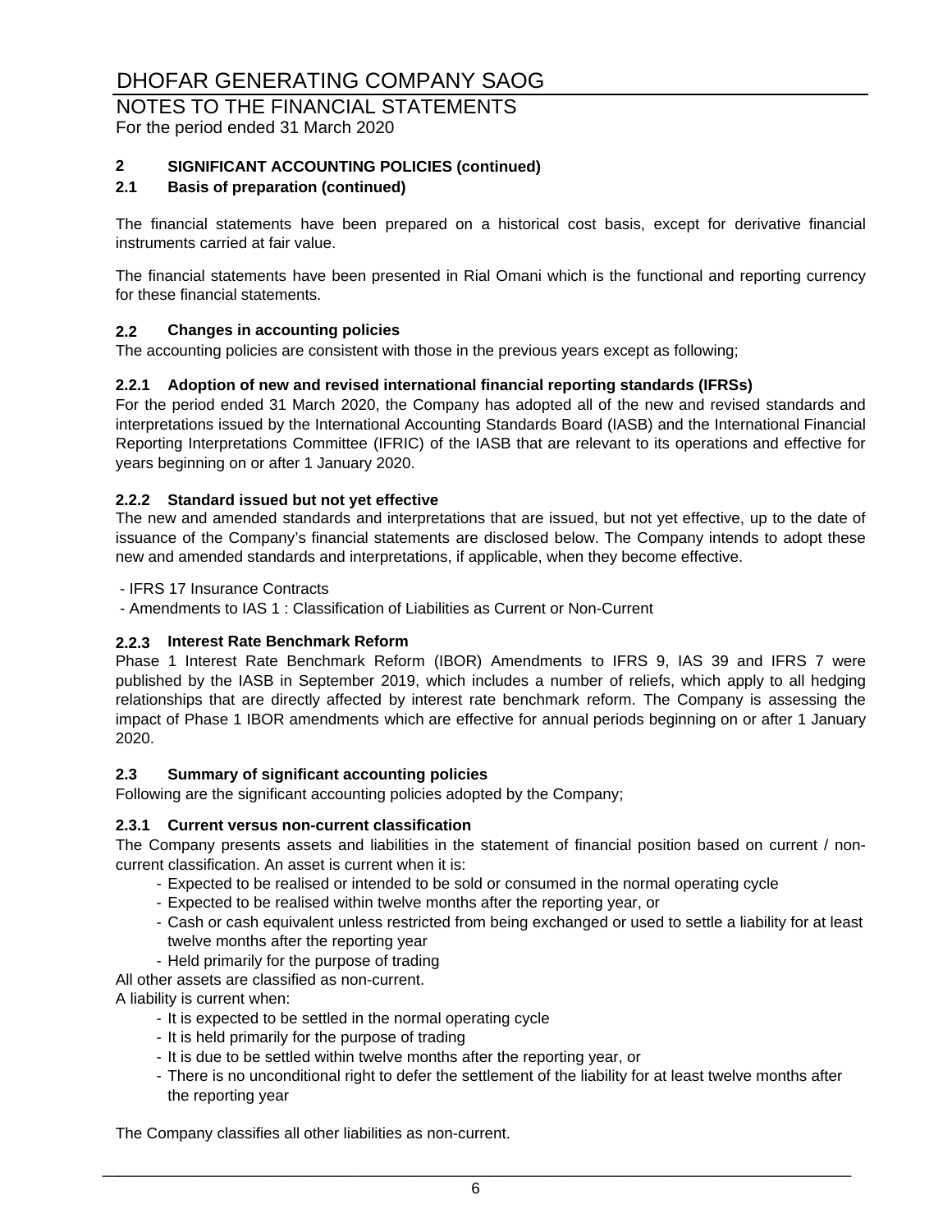## 2 SIGNIFICANT ACCOUNTING POLICIES (continued)

### 2.1 Basis of preparation (continued)

The financial statements have been prepared on a historical cost basis, except for derivative financial instruments carried at fair value.

The financial statements have been presented in Rial Omani which is the functional and reporting currency for these financial statements.

### 2.2 Changes in accounting policies

The accounting policies are consistent with those in the previous years except as following;

#### 2.2.1 Adoption of new and revised international financial reporting standards (IFRSs)

For the period ended 31 March 2020, the Company has adopted all of the new and revised standards and interpretations issued by the International Accounting Standards Board (IASB) and the International Financial Reporting Interpretations Committee (IFRIC) of the IASB that are relevant to its operations and effective for years beginning on or after 1 January 2020.

#### 2.2.2 Standard issued but not yet effective

The new and amended standards and interpretations that are issued, but not yet effective, up to the date of issuance of the Company's financial statements are disclosed below. The Company intends to adopt these new and amended standards and interpretations, if applicable, when they become effective.

- IFRS 17 Insurance Contracts
- Amendments to IAS 1 : Classification of Liabilities as Current or Non-Current

#### 2.2.3 Interest Rate Benchmark Reform

Phase 1 Interest Rate Benchmark Reform (IBOR) Amendments to IFRS 9, IAS 39 and IFRS 7 were published by the IASB in September 2019, which includes a number of reliefs, which apply to all hedging relationships that are directly affected by interest rate benchmark reform. The Company is assessing the impact of Phase 1 IBOR amendments which are effective for annual periods beginning on or after 1 January 2020.

### 2.3 Summary of significant accounting policies

Following are the significant accounting policies adopted by the Company;

#### 2.3.1 Current versus non-current classification

The Company presents assets and liabilities in the statement of financial position based on current / non-current classification. An asset is current when it is:

- Expected to be realised or intended to be sold or consumed in the normal operating cycle
- Expected to be realised within twelve months after the reporting year, or
- Cash or cash equivalent unless restricted from being exchanged or used to settle a liability for at least twelve months after the reporting year
- Held primarily for the purpose of trading

All other assets are classified as non-current.

A liability is current when:

- It is expected to be settled in the normal operating cycle
- It is held primarily for the purpose of trading
- It is due to be settled within twelve months after the reporting year, or
- There is no unconditional right to defer the settlement of the liability for at least twelve months after the reporting year

The Company classifies all other liabilities as non-current.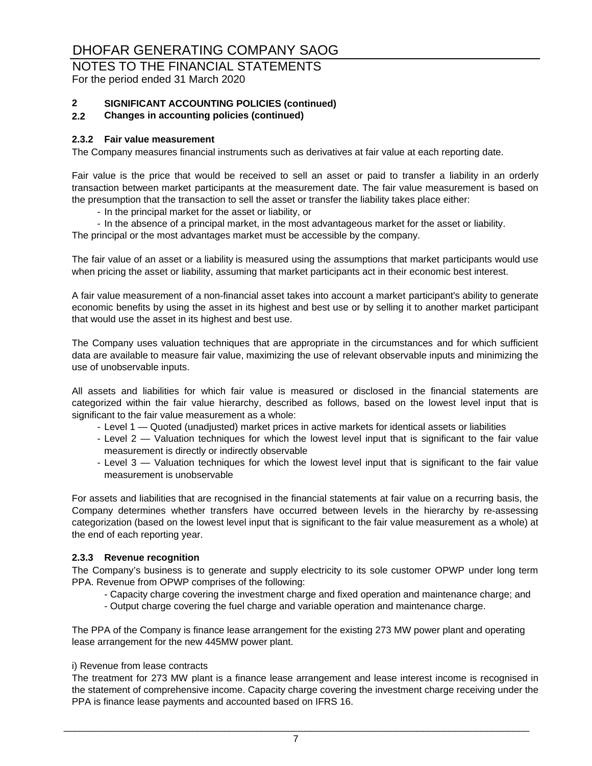## 2 SIGNIFICANT ACCOUNTING POLICIES (continued)

### 2.2 Changes in accounting policies (continued)

#### 2.3.2 Fair value measurement

The Company measures financial instruments such as derivatives at fair value at each reporting date.

Fair value is the price that would be received to sell an asset or paid to transfer a liability in an orderly transaction between market participants at the measurement date. The fair value measurement is based on the presumption that the transaction to sell the asset or transfer the liability takes place either:

- In the principal market for the asset or liability, or
- In the absence of a principal market, in the most advantageous market for the asset or liability.

The principal or the most advantages market must be accessible by the company.

The fair value of an asset or a liability is measured using the assumptions that market participants would use when pricing the asset or liability, assuming that market participants act in their economic best interest.

A fair value measurement of a non-financial asset takes into account a market participant's ability to generate economic benefits by using the asset in its highest and best use or by selling it to another market participant that would use the asset in its highest and best use.

The Company uses valuation techniques that are appropriate in the circumstances and for which sufficient data are available to measure fair value, maximizing the use of relevant observable inputs and minimizing the use of unobservable inputs.

All assets and liabilities for which fair value is measured or disclosed in the financial statements are categorized within the fair value hierarchy, described as follows, based on the lowest level input that is significant to the fair value measurement as a whole:

- Level 1 — Quoted (unadjusted) market prices in active markets for identical assets or liabilities
- Level 2 — Valuation techniques for which the lowest level input that is significant to the fair value measurement is directly or indirectly observable
- Level 3 — Valuation techniques for which the lowest level input that is significant to the fair value measurement is unobservable

For assets and liabilities that are recognised in the financial statements at fair value on a recurring basis, the Company determines whether transfers have occurred between levels in the hierarchy by re-assessing categorization (based on the lowest level input that is significant to the fair value measurement as a whole) at the end of each reporting year.

#### 2.3.3 Revenue recognition

The Company's business is to generate and supply electricity to its sole customer OPWP under long term PPA. Revenue from OPWP comprises of the following:

- Capacity charge covering the investment charge and fixed operation and maintenance charge; and
- Output charge covering the fuel charge and variable operation and maintenance charge.

The PPA of the Company is finance lease arrangement for the existing 273 MW power plant and operating lease arrangement for the new 445MW power plant.

i) Revenue from lease contracts

The treatment for 273 MW plant is a finance lease arrangement and lease interest income is recognised in the statement of comprehensive income. Capacity charge covering the investment charge receiving under the PPA is finance lease payments and accounted based on IFRS 16.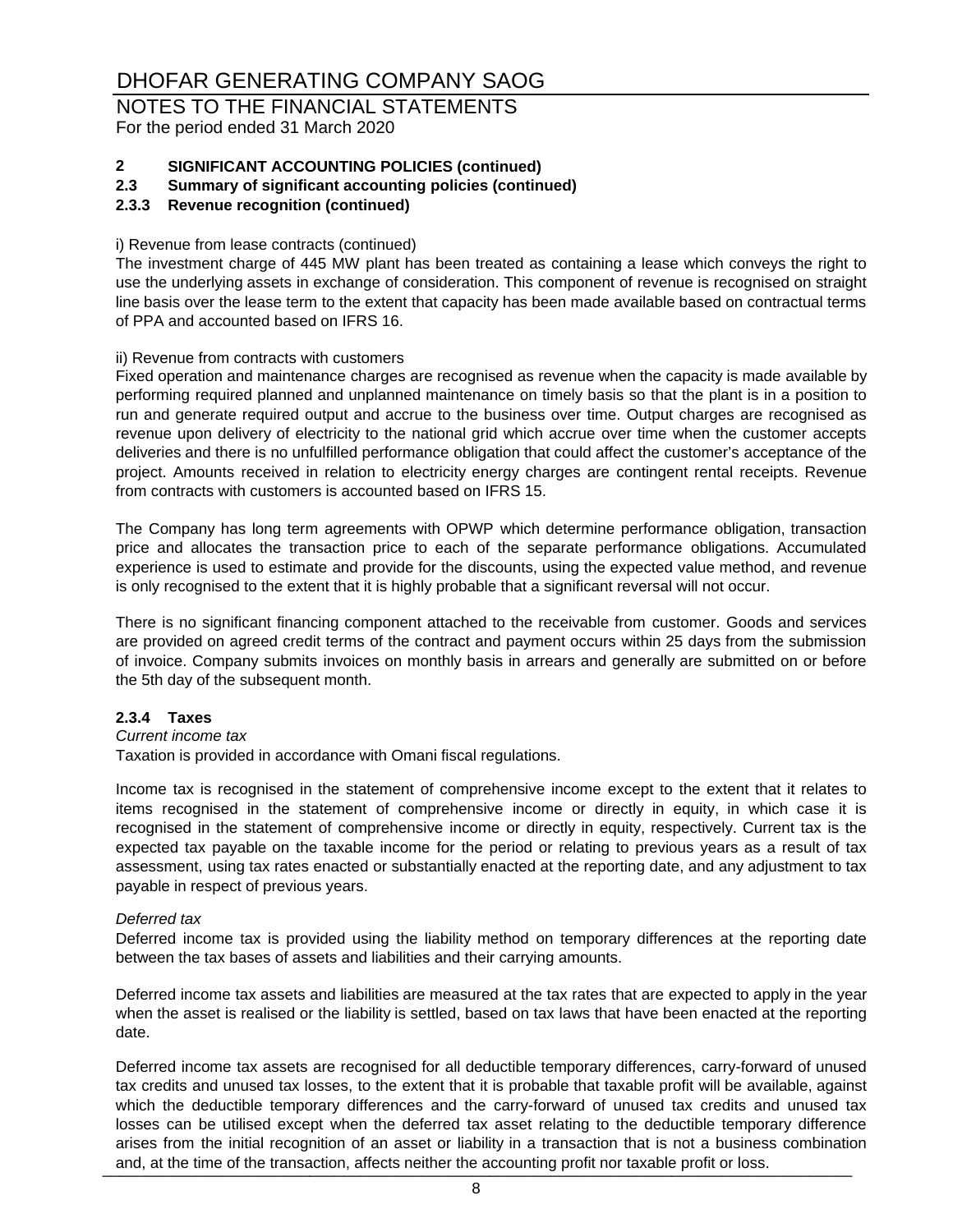## 2 SIGNIFICANT ACCOUNTING POLICIES (continued)

### 2.3 Summary of significant accounting policies (continued)

### 2.3.3 Revenue recognition (continued)

i) Revenue from lease contracts (continued)

The investment charge of 445 MW plant has been treated as containing a lease which conveys the right to use the underlying assets in exchange of consideration. This component of revenue is recognised on straight line basis over the lease term to the extent that capacity has been made available based on contractual terms of PPA and accounted based on IFRS 16.

ii) Revenue from contracts with customers

Fixed operation and maintenance charges are recognised as revenue when the capacity is made available by performing required planned and unplanned maintenance on timely basis so that the plant is in a position to run and generate required output and accrue to the business over time. Output charges are recognised as revenue upon delivery of electricity to the national grid which accrue over time when the customer accepts deliveries and there is no unfulfilled performance obligation that could affect the customer's acceptance of the project. Amounts received in relation to electricity energy charges are contingent rental receipts. Revenue from contracts with customers is accounted based on IFRS 15.

The Company has long term agreements with OPWP which determine performance obligation, transaction price and allocates the transaction price to each of the separate performance obligations. Accumulated experience is used to estimate and provide for the discounts, using the expected value method, and revenue is only recognised to the extent that it is highly probable that a significant reversal will not occur.

There is no significant financing component attached to the receivable from customer. Goods and services are provided on agreed credit terms of the contract and payment occurs within 25 days from the submission of invoice. Company submits invoices on monthly basis in arrears and generally are submitted on or before the 5th day of the subsequent month.

### 2.3.4 Taxes

*Current income tax*

Taxation is provided in accordance with Omani fiscal regulations.

Income tax is recognised in the statement of comprehensive income except to the extent that it relates to items recognised in the statement of comprehensive income or directly in equity, in which case it is recognised in the statement of comprehensive income or directly in equity, respectively. Current tax is the expected tax payable on the taxable income for the period or relating to previous years as a result of tax assessment, using tax rates enacted or substantially enacted at the reporting date, and any adjustment to tax payable in respect of previous years.

*Deferred tax*

Deferred income tax is provided using the liability method on temporary differences at the reporting date between the tax bases of assets and liabilities and their carrying amounts.

Deferred income tax assets and liabilities are measured at the tax rates that are expected to apply in the year when the asset is realised or the liability is settled, based on tax laws that have been enacted at the reporting date.

Deferred income tax assets are recognised for all deductible temporary differences, carry-forward of unused tax credits and unused tax losses, to the extent that it is probable that taxable profit will be available, against which the deductible temporary differences and the carry-forward of unused tax credits and unused tax losses can be utilised except when the deferred tax asset relating to the deductible temporary difference arises from the initial recognition of an asset or liability in a transaction that is not a business combination and, at the time of the transaction, affects neither the accounting profit nor taxable profit or loss.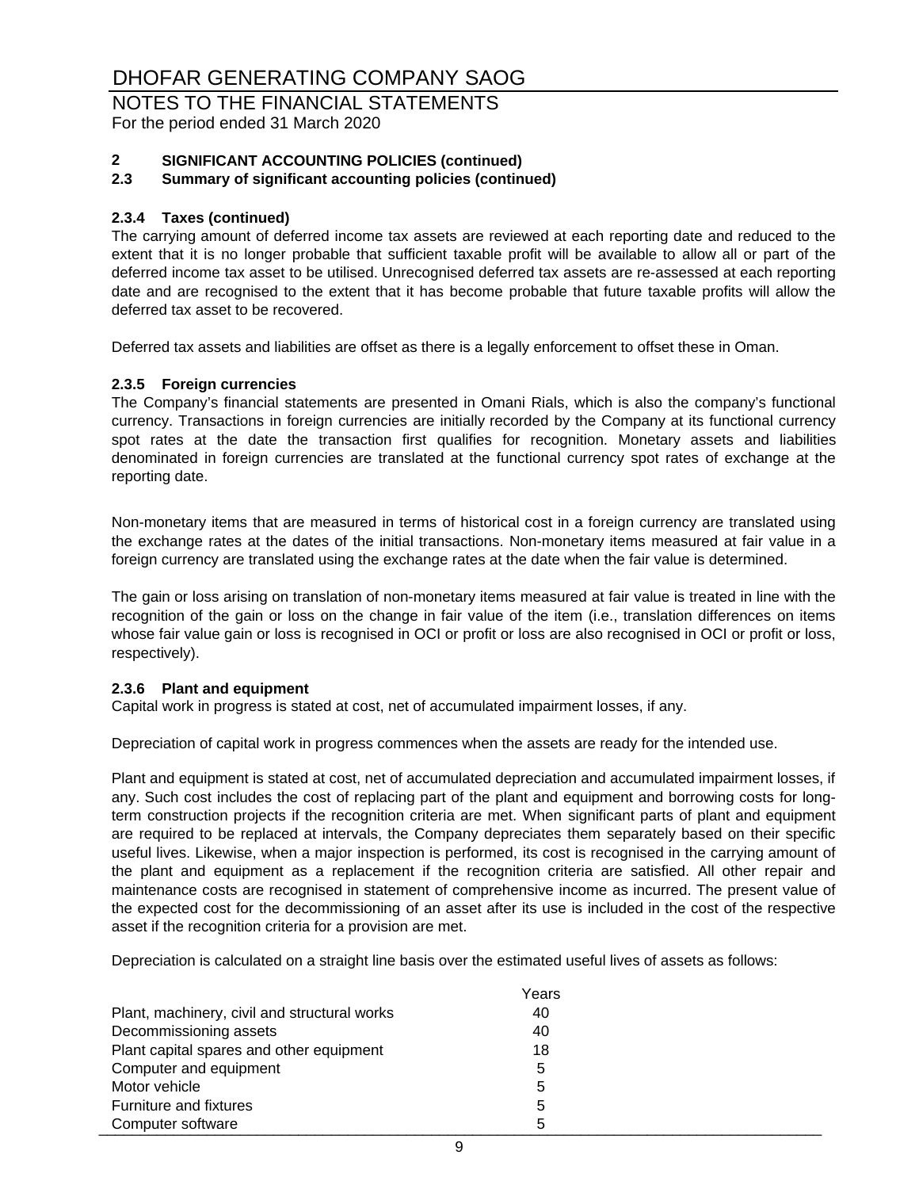# DHOFAR GENERATING COMPANY SAOG

## NOTES TO THE FINANCIAL STATEMENTS

For the period ended 31 March 2020

### 2 SIGNIFICANT ACCOUNTING POLICIES (continued)

### 2.3 Summary of significant accounting policies (continued)

#### 2.3.4 Taxes (continued)

The carrying amount of deferred income tax assets are reviewed at each reporting date and reduced to the extent that it is no longer probable that sufficient taxable profit will be available to allow all or part of the deferred income tax asset to be utilised. Unrecognised deferred tax assets are re-assessed at each reporting date and are recognised to the extent that it has become probable that future taxable profits will allow the deferred tax asset to be recovered.

Deferred tax assets and liabilities are offset as there is a legally enforcement to offset these in Oman.

#### 2.3.5 Foreign currencies

The Company's financial statements are presented in Omani Rials, which is also the company's functional currency. Transactions in foreign currencies are initially recorded by the Company at its functional currency spot rates at the date the transaction first qualifies for recognition. Monetary assets and liabilities denominated in foreign currencies are translated at the functional currency spot rates of exchange at the reporting date.

Non-monetary items that are measured in terms of historical cost in a foreign currency are translated using the exchange rates at the dates of the initial transactions. Non-monetary items measured at fair value in a foreign currency are translated using the exchange rates at the date when the fair value is determined.

The gain or loss arising on translation of non-monetary items measured at fair value is treated in line with the recognition of the gain or loss on the change in fair value of the item (i.e., translation differences on items whose fair value gain or loss is recognised in OCI or profit or loss are also recognised in OCI or profit or loss, respectively).

#### 2.3.6 Plant and equipment

Capital work in progress is stated at cost, net of accumulated impairment losses, if any.

Depreciation of capital work in progress commences when the assets are ready for the intended use.

Plant and equipment is stated at cost, net of accumulated depreciation and accumulated impairment losses, if any. Such cost includes the cost of replacing part of the plant and equipment and borrowing costs for long-term construction projects if the recognition criteria are met. When significant parts of plant and equipment are required to be replaced at intervals, the Company depreciates them separately based on their specific useful lives. Likewise, when a major inspection is performed, its cost is recognised in the carrying amount of the plant and equipment as a replacement if the recognition criteria are satisfied. All other repair and maintenance costs are recognised in statement of comprehensive income as incurred. The present value of the expected cost for the decommissioning of an asset after its use is included in the cost of the respective asset if the recognition criteria for a provision are met.

Depreciation is calculated on a straight line basis over the estimated useful lives of assets as follows:

| | Years |
|---|---|
| Plant, machinery, civil and structural works | 40 |
| Decommissioning assets | 40 |
| Plant capital spares and other equipment | 18 |
| Computer and equipment | 5 |
| Motor vehicle | 5 |
| Furniture and fixtures | 5 |
| Computer software | 5 |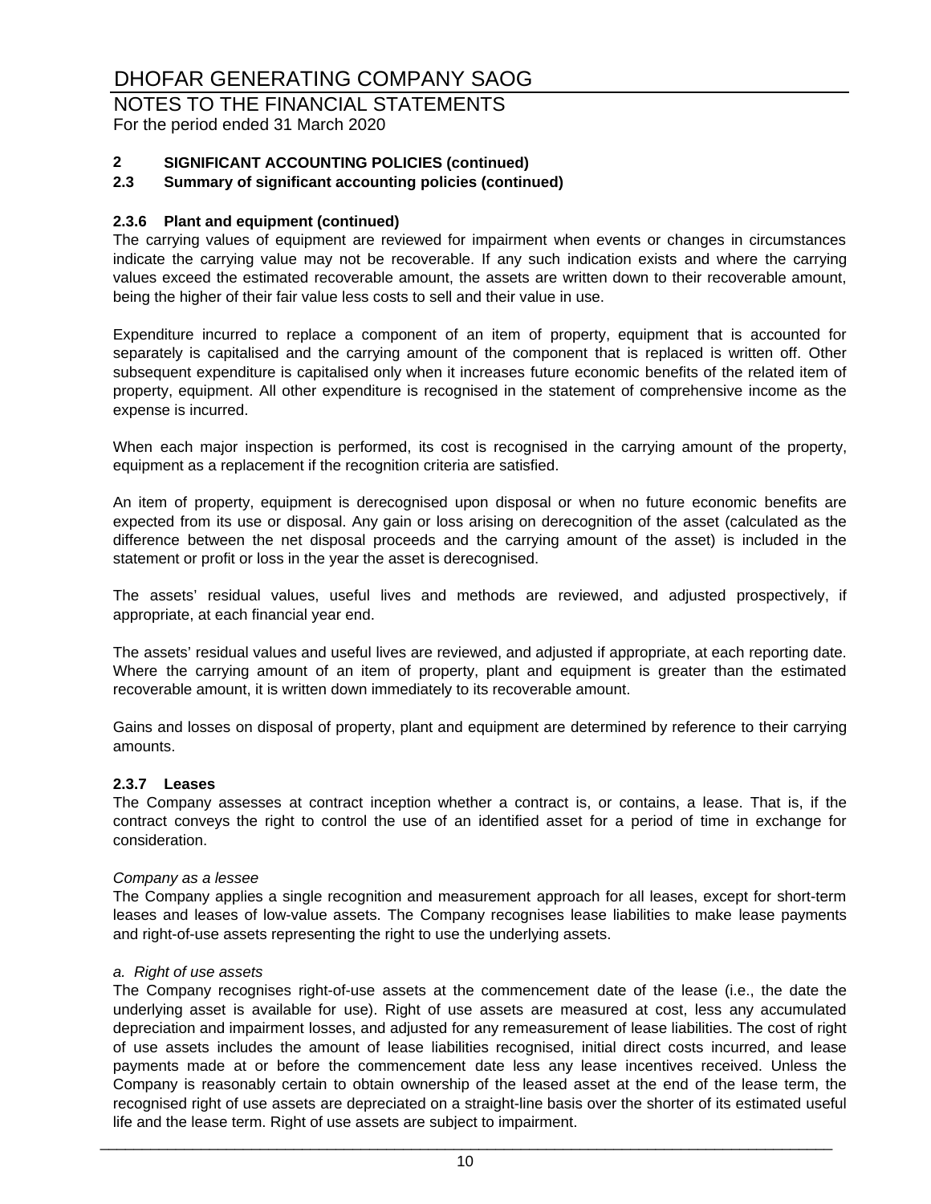# 2 SIGNIFICANT ACCOUNTING POLICIES (continued)

## 2.3 Summary of significant accounting policies (continued)

### 2.3.6 Plant and equipment (continued)

The carrying values of equipment are reviewed for impairment when events or changes in circumstances indicate the carrying value may not be recoverable. If any such indication exists and where the carrying values exceed the estimated recoverable amount, the assets are written down to their recoverable amount, being the higher of their fair value less costs to sell and their value in use.

Expenditure incurred to replace a component of an item of property, equipment that is accounted for separately is capitalised and the carrying amount of the component that is replaced is written off. Other subsequent expenditure is capitalised only when it increases future economic benefits of the related item of property, equipment. All other expenditure is recognised in the statement of comprehensive income as the expense is incurred.

When each major inspection is performed, its cost is recognised in the carrying amount of the property, equipment as a replacement if the recognition criteria are satisfied.

An item of property, equipment is derecognised upon disposal or when no future economic benefits are expected from its use or disposal. Any gain or loss arising on derecognition of the asset (calculated as the difference between the net disposal proceeds and the carrying amount of the asset) is included in the statement or profit or loss in the year the asset is derecognised.

The assets' residual values, useful lives and methods are reviewed, and adjusted prospectively, if appropriate, at each financial year end.

The assets' residual values and useful lives are reviewed, and adjusted if appropriate, at each reporting date. Where the carrying amount of an item of property, plant and equipment is greater than the estimated recoverable amount, it is written down immediately to its recoverable amount.

Gains and losses on disposal of property, plant and equipment are determined by reference to their carrying amounts.

### 2.3.7 Leases

The Company assesses at contract inception whether a contract is, or contains, a lease. That is, if the contract conveys the right to control the use of an identified asset for a period of time in exchange for consideration.

*Company as a lessee*

The Company applies a single recognition and measurement approach for all leases, except for short-term leases and leases of low-value assets. The Company recognises lease liabilities to make lease payments and right-of-use assets representing the right to use the underlying assets.

*a. Right of use assets*

The Company recognises right-of-use assets at the commencement date of the lease (i.e., the date the underlying asset is available for use). Right of use assets are measured at cost, less any accumulated depreciation and impairment losses, and adjusted for any remeasurement of lease liabilities. The cost of right of use assets includes the amount of lease liabilities recognised, initial direct costs incurred, and lease payments made at or before the commencement date less any lease incentives received. Unless the Company is reasonably certain to obtain ownership of the leased asset at the end of the lease term, the recognised right of use assets are depreciated on a straight-line basis over the shorter of its estimated useful life and the lease term. Right of use assets are subject to impairment.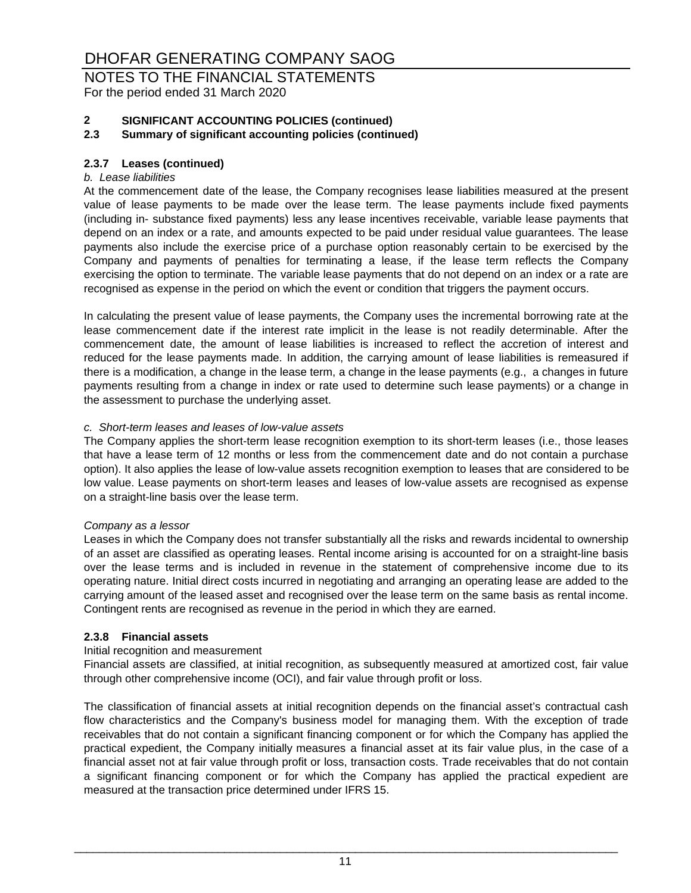## 2 SIGNIFICANT ACCOUNTING POLICIES (continued)

### 2.3 Summary of significant accounting policies (continued)

#### 2.3.7 Leases (continued)

*b. Lease liabilities*

At the commencement date of the lease, the Company recognises lease liabilities measured at the present value of lease payments to be made over the lease term. The lease payments include fixed payments (including in- substance fixed payments) less any lease incentives receivable, variable lease payments that depend on an index or a rate, and amounts expected to be paid under residual value guarantees. The lease payments also include the exercise price of a purchase option reasonably certain to be exercised by the Company and payments of penalties for terminating a lease, if the lease term reflects the Company exercising the option to terminate. The variable lease payments that do not depend on an index or a rate are recognised as expense in the period on which the event or condition that triggers the payment occurs.

In calculating the present value of lease payments, the Company uses the incremental borrowing rate at the lease commencement date if the interest rate implicit in the lease is not readily determinable. After the commencement date, the amount of lease liabilities is increased to reflect the accretion of interest and reduced for the lease payments made. In addition, the carrying amount of lease liabilities is remeasured if there is a modification, a change in the lease term, a change in the lease payments (e.g., a changes in future payments resulting from a change in index or rate used to determine such lease payments) or a change in the assessment to purchase the underlying asset.

*c. Short-term leases and leases of low-value assets*

The Company applies the short-term lease recognition exemption to its short-term leases (i.e., those leases that have a lease term of 12 months or less from the commencement date and do not contain a purchase option). It also applies the lease of low-value assets recognition exemption to leases that are considered to be low value. Lease payments on short-term leases and leases of low-value assets are recognised as expense on a straight-line basis over the lease term.

*Company as a lessor*

Leases in which the Company does not transfer substantially all the risks and rewards incidental to ownership of an asset are classified as operating leases. Rental income arising is accounted for on a straight-line basis over the lease terms and is included in revenue in the statement of comprehensive income due to its operating nature. Initial direct costs incurred in negotiating and arranging an operating lease are added to the carrying amount of the leased asset and recognised over the lease term on the same basis as rental income. Contingent rents are recognised as revenue in the period in which they are earned.

#### 2.3.8 Financial assets

Initial recognition and measurement

Financial assets are classified, at initial recognition, as subsequently measured at amortized cost, fair value through other comprehensive income (OCI), and fair value through profit or loss.

The classification of financial assets at initial recognition depends on the financial asset's contractual cash flow characteristics and the Company's business model for managing them. With the exception of trade receivables that do not contain a significant financing component or for which the Company has applied the practical expedient, the Company initially measures a financial asset at its fair value plus, in the case of a financial asset not at fair value through profit or loss, transaction costs. Trade receivables that do not contain a significant financing component or for which the Company has applied the practical expedient are measured at the transaction price determined under IFRS 15.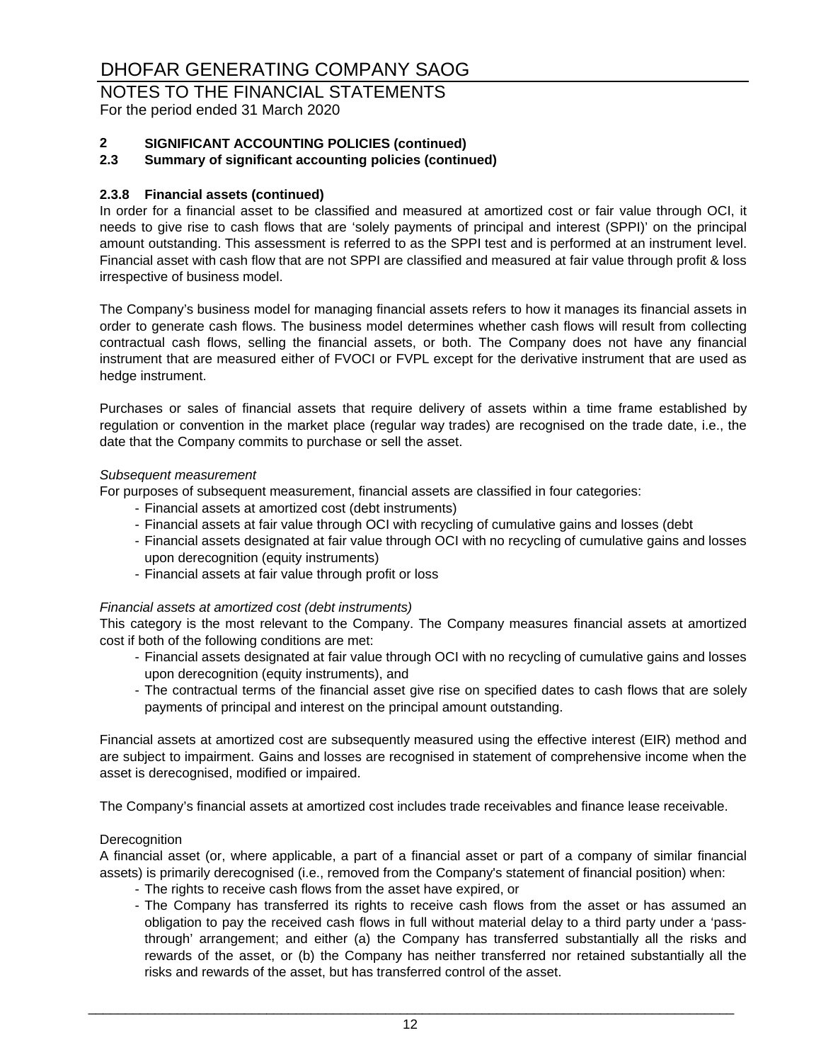# DHOFAR GENERATING COMPANY SAOG

## NOTES TO THE FINANCIAL STATEMENTS

For the period ended 31 March 2020

### 2 SIGNIFICANT ACCOUNTING POLICIES (continued)

### 2.3 Summary of significant accounting policies (continued)

#### 2.3.8 Financial assets (continued)

In order for a financial asset to be classified and measured at amortized cost or fair value through OCI, it needs to give rise to cash flows that are 'solely payments of principal and interest (SPPI)' on the principal amount outstanding. This assessment is referred to as the SPPI test and is performed at an instrument level. Financial asset with cash flow that are not SPPI are classified and measured at fair value through profit & loss irrespective of business model.

The Company's business model for managing financial assets refers to how it manages its financial assets in order to generate cash flows. The business model determines whether cash flows will result from collecting contractual cash flows, selling the financial assets, or both. The Company does not have any financial instrument that are measured either of FVOCI or FVPL except for the derivative instrument that are used as hedge instrument.

Purchases or sales of financial assets that require delivery of assets within a time frame established by regulation or convention in the market place (regular way trades) are recognised on the trade date, i.e., the date that the Company commits to purchase or sell the asset.

*Subsequent measurement*

For purposes of subsequent measurement, financial assets are classified in four categories:

- Financial assets at amortized cost (debt instruments)
- Financial assets at fair value through OCI with recycling of cumulative gains and losses (debt
- Financial assets designated at fair value through OCI with no recycling of cumulative gains and losses upon derecognition (equity instruments)
- Financial assets at fair value through profit or loss

*Financial assets at amortized cost (debt instruments)*

This category is the most relevant to the Company. The Company measures financial assets at amortized cost if both of the following conditions are met:

- Financial assets designated at fair value through OCI with no recycling of cumulative gains and losses upon derecognition (equity instruments), and
- The contractual terms of the financial asset give rise on specified dates to cash flows that are solely payments of principal and interest on the principal amount outstanding.

Financial assets at amortized cost are subsequently measured using the effective interest (EIR) method and are subject to impairment. Gains and losses are recognised in statement of comprehensive income when the asset is derecognised, modified or impaired.

The Company's financial assets at amortized cost includes trade receivables and finance lease receivable.

Derecognition

A financial asset (or, where applicable, a part of a financial asset or part of a company of similar financial assets) is primarily derecognised (i.e., removed from the Company's statement of financial position) when:

- The rights to receive cash flows from the asset have expired, or
- The Company has transferred its rights to receive cash flows from the asset or has assumed an obligation to pay the received cash flows in full without material delay to a third party under a 'pass-through' arrangement; and either (a) the Company has transferred substantially all the risks and rewards of the asset, or (b) the Company has neither transferred nor retained substantially all the risks and rewards of the asset, but has transferred control of the asset.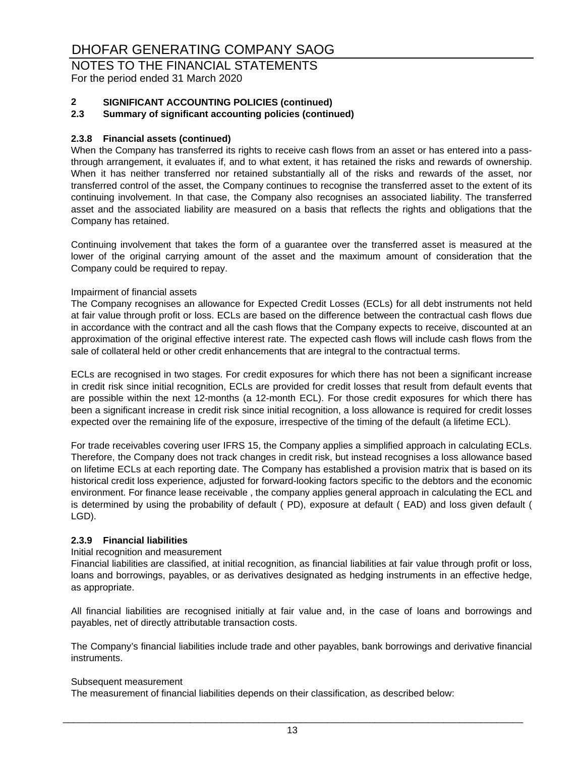### 2 SIGNIFICANT ACCOUNTING POLICIES (continued)

### 2.3 Summary of significant accounting policies (continued)

#### 2.3.8 Financial assets (continued)

When the Company has transferred its rights to receive cash flows from an asset or has entered into a pass-through arrangement, it evaluates if, and to what extent, it has retained the risks and rewards of ownership. When it has neither transferred nor retained substantially all of the risks and rewards of the asset, nor transferred control of the asset, the Company continues to recognise the transferred asset to the extent of its continuing involvement. In that case, the Company also recognises an associated liability. The transferred asset and the associated liability are measured on a basis that reflects the rights and obligations that the Company has retained.

Continuing involvement that takes the form of a guarantee over the transferred asset is measured at the lower of the original carrying amount of the asset and the maximum amount of consideration that the Company could be required to repay.

Impairment of financial assets

The Company recognises an allowance for Expected Credit Losses (ECLs) for all debt instruments not held at fair value through profit or loss. ECLs are based on the difference between the contractual cash flows due in accordance with the contract and all the cash flows that the Company expects to receive, discounted at an approximation of the original effective interest rate. The expected cash flows will include cash flows from the sale of collateral held or other credit enhancements that are integral to the contractual terms.

ECLs are recognised in two stages. For credit exposures for which there has not been a significant increase in credit risk since initial recognition, ECLs are provided for credit losses that result from default events that are possible within the next 12-months (a 12-month ECL). For those credit exposures for which there has been a significant increase in credit risk since initial recognition, a loss allowance is required for credit losses expected over the remaining life of the exposure, irrespective of the timing of the default (a lifetime ECL).

For trade receivables covering user IFRS 15, the Company applies a simplified approach in calculating ECLs. Therefore, the Company does not track changes in credit risk, but instead recognises a loss allowance based on lifetime ECLs at each reporting date. The Company has established a provision matrix that is based on its historical credit loss experience, adjusted for forward-looking factors specific to the debtors and the economic environment. For finance lease receivable , the company applies general approach in calculating the ECL and is determined by using the probability of default ( PD), exposure at default ( EAD) and loss given default ( LGD).

#### 2.3.9 Financial liabilities

Initial recognition and measurement

Financial liabilities are classified, at initial recognition, as financial liabilities at fair value through profit or loss, loans and borrowings, payables, or as derivatives designated as hedging instruments in an effective hedge, as appropriate.

All financial liabilities are recognised initially at fair value and, in the case of loans and borrowings and payables, net of directly attributable transaction costs.

The Company's financial liabilities include trade and other payables, bank borrowings and derivative financial instruments.

Subsequent measurement

The measurement of financial liabilities depends on their classification, as described below: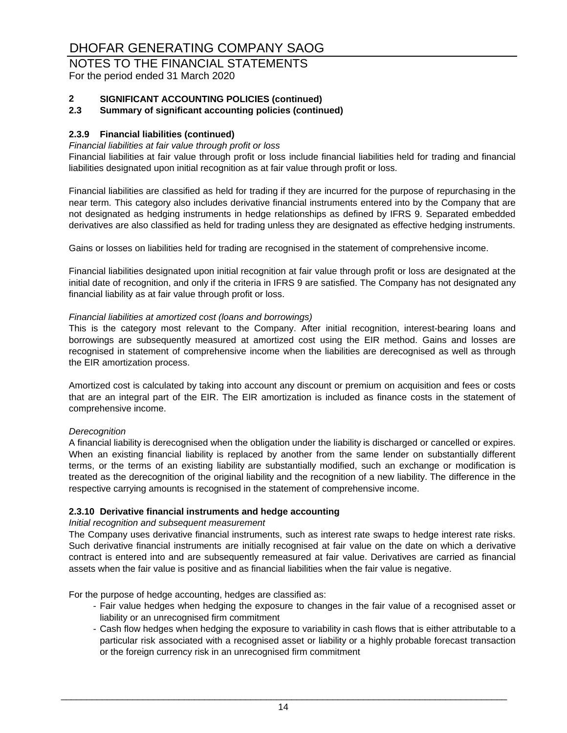# DHOFAR GENERATING COMPANY SAOG

## NOTES TO THE FINANCIAL STATEMENTS

For the period ended 31 March 2020

**2 SIGNIFICANT ACCOUNTING POLICIES (continued)**

**2.3 Summary of significant accounting policies (continued)**

### 2.3.9 Financial liabilities (continued)

*Financial liabilities at fair value through profit or loss*

Financial liabilities at fair value through profit or loss include financial liabilities held for trading and financial liabilities designated upon initial recognition as at fair value through profit or loss.

Financial liabilities are classified as held for trading if they are incurred for the purpose of repurchasing in the near term. This category also includes derivative financial instruments entered into by the Company that are not designated as hedging instruments in hedge relationships as defined by IFRS 9. Separated embedded derivatives are also classified as held for trading unless they are designated as effective hedging instruments.

Gains or losses on liabilities held for trading are recognised in the statement of comprehensive income.

Financial liabilities designated upon initial recognition at fair value through profit or loss are designated at the initial date of recognition, and only if the criteria in IFRS 9 are satisfied. The Company has not designated any financial liability as at fair value through profit or loss.

*Financial liabilities at amortized cost (loans and borrowings)*

This is the category most relevant to the Company. After initial recognition, interest-bearing loans and borrowings are subsequently measured at amortized cost using the EIR method. Gains and losses are recognised in statement of comprehensive income when the liabilities are derecognised as well as through the EIR amortization process.

Amortized cost is calculated by taking into account any discount or premium on acquisition and fees or costs that are an integral part of the EIR. The EIR amortization is included as finance costs in the statement of comprehensive income.

*Derecognition*

A financial liability is derecognised when the obligation under the liability is discharged or cancelled or expires. When an existing financial liability is replaced by another from the same lender on substantially different terms, or the terms of an existing liability are substantially modified, such an exchange or modification is treated as the derecognition of the original liability and the recognition of a new liability. The difference in the respective carrying amounts is recognised in the statement of comprehensive income.

### 2.3.10 Derivative financial instruments and hedge accounting

*Initial recognition and subsequent measurement*

The Company uses derivative financial instruments, such as interest rate swaps to hedge interest rate risks. Such derivative financial instruments are initially recognised at fair value on the date on which a derivative contract is entered into and are subsequently remeasured at fair value. Derivatives are carried as financial assets when the fair value is positive and as financial liabilities when the fair value is negative.

For the purpose of hedge accounting, hedges are classified as:

- Fair value hedges when hedging the exposure to changes in the fair value of a recognised asset or liability or an unrecognised firm commitment
- Cash flow hedges when hedging the exposure to variability in cash flows that is either attributable to a particular risk associated with a recognised asset or liability or a highly probable forecast transaction or the foreign currency risk in an unrecognised firm commitment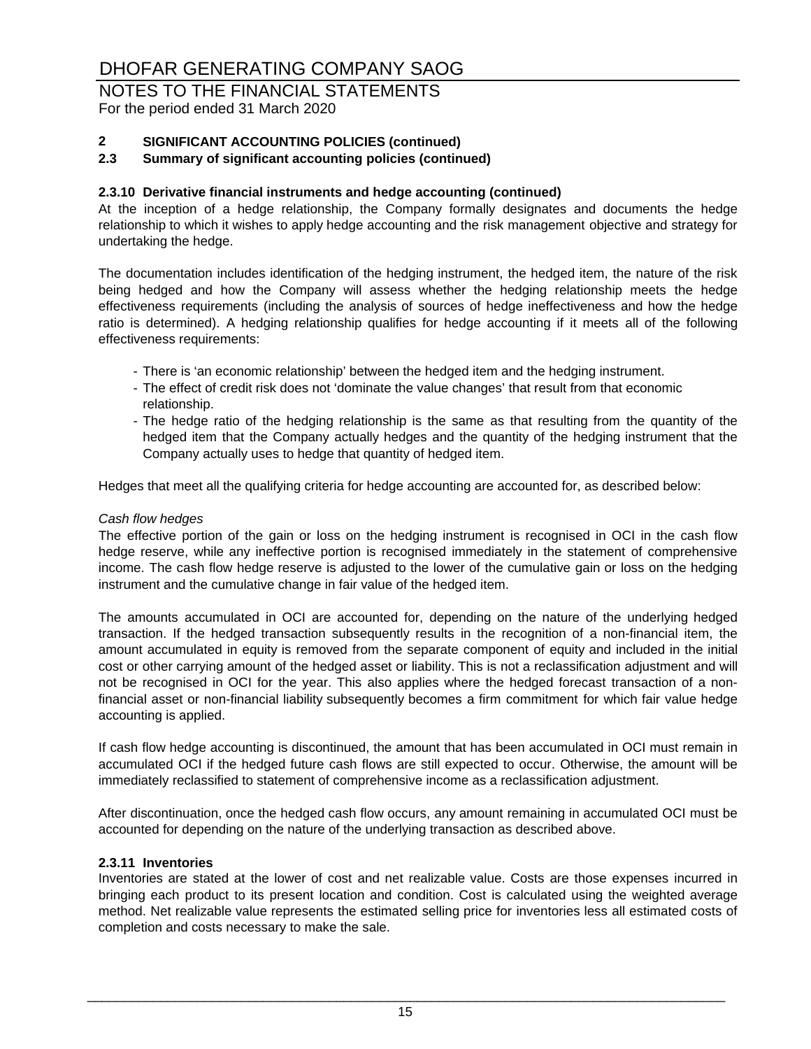## 2 SIGNIFICANT ACCOUNTING POLICIES (continued)

### 2.3 Summary of significant accounting policies (continued)

#### 2.3.10 Derivative financial instruments and hedge accounting (continued)

At the inception of a hedge relationship, the Company formally designates and documents the hedge relationship to which it wishes to apply hedge accounting and the risk management objective and strategy for undertaking the hedge.

The documentation includes identification of the hedging instrument, the hedged item, the nature of the risk being hedged and how the Company will assess whether the hedging relationship meets the hedge effectiveness requirements (including the analysis of sources of hedge ineffectiveness and how the hedge ratio is determined). A hedging relationship qualifies for hedge accounting if it meets all of the following effectiveness requirements:

- There is 'an economic relationship' between the hedged item and the hedging instrument.
- The effect of credit risk does not 'dominate the value changes' that result from that economic relationship.
- The hedge ratio of the hedging relationship is the same as that resulting from the quantity of the hedged item that the Company actually hedges and the quantity of the hedging instrument that the Company actually uses to hedge that quantity of hedged item.

Hedges that meet all the qualifying criteria for hedge accounting are accounted for, as described below:

*Cash flow hedges*

The effective portion of the gain or loss on the hedging instrument is recognised in OCI in the cash flow hedge reserve, while any ineffective portion is recognised immediately in the statement of comprehensive income. The cash flow hedge reserve is adjusted to the lower of the cumulative gain or loss on the hedging instrument and the cumulative change in fair value of the hedged item.

The amounts accumulated in OCI are accounted for, depending on the nature of the underlying hedged transaction. If the hedged transaction subsequently results in the recognition of a non-financial item, the amount accumulated in equity is removed from the separate component of equity and included in the initial cost or other carrying amount of the hedged asset or liability. This is not a reclassification adjustment and will not be recognised in OCI for the year. This also applies where the hedged forecast transaction of a non-financial asset or non-financial liability subsequently becomes a firm commitment for which fair value hedge accounting is applied.

If cash flow hedge accounting is discontinued, the amount that has been accumulated in OCI must remain in accumulated OCI if the hedged future cash flows are still expected to occur. Otherwise, the amount will be immediately reclassified to statement of comprehensive income as a reclassification adjustment.

After discontinuation, once the hedged cash flow occurs, any amount remaining in accumulated OCI must be accounted for depending on the nature of the underlying transaction as described above.

#### 2.3.11 Inventories

Inventories are stated at the lower of cost and net realizable value. Costs are those expenses incurred in bringing each product to its present location and condition. Cost is calculated using the weighted average method. Net realizable value represents the estimated selling price for inventories less all estimated costs of completion and costs necessary to make the sale.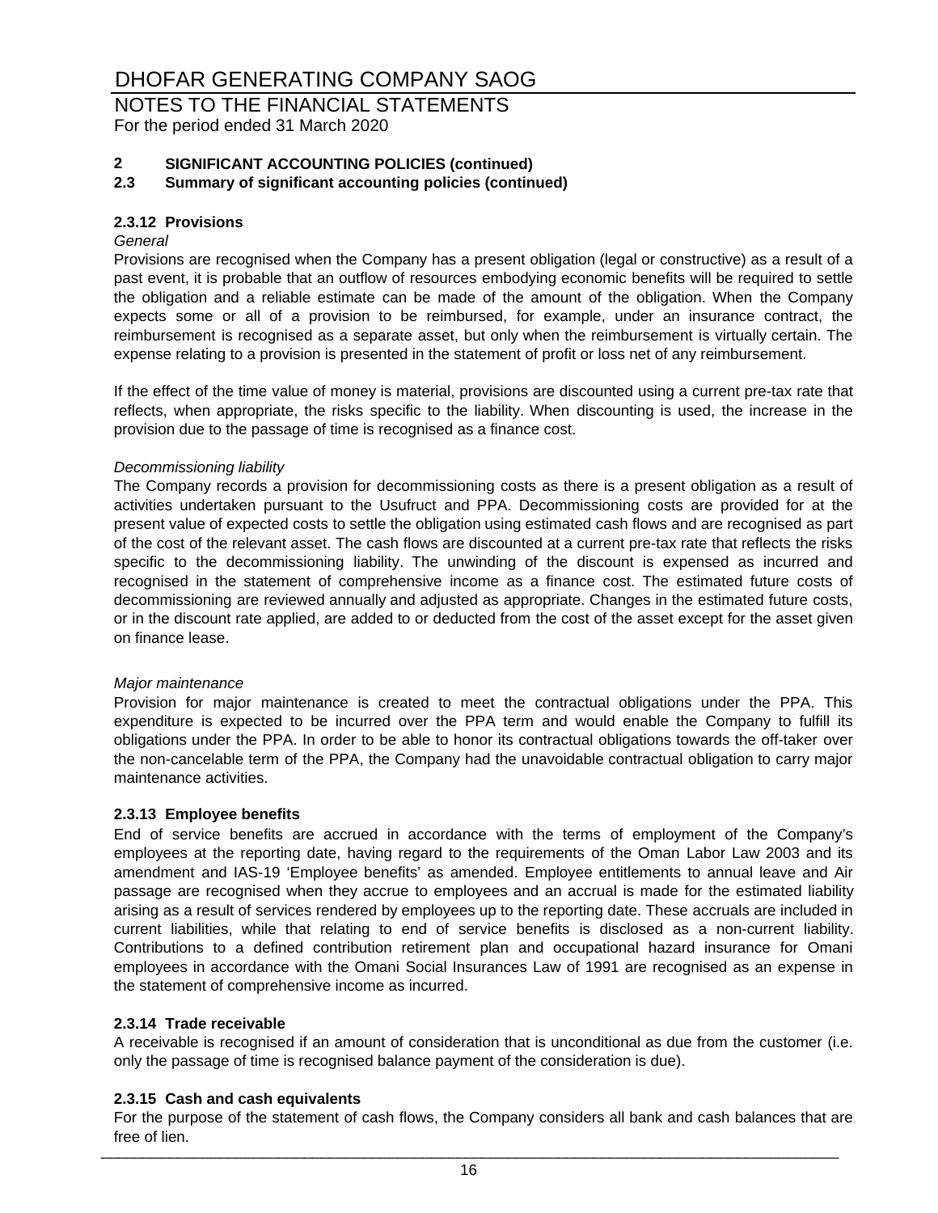## 2 SIGNIFICANT ACCOUNTING POLICIES (continued)

### 2.3 Summary of significant accounting policies (continued)

#### 2.3.12 Provisions

*General*

Provisions are recognised when the Company has a present obligation (legal or constructive) as a result of a past event, it is probable that an outflow of resources embodying economic benefits will be required to settle the obligation and a reliable estimate can be made of the amount of the obligation. When the Company expects some or all of a provision to be reimbursed, for example, under an insurance contract, the reimbursement is recognised as a separate asset, but only when the reimbursement is virtually certain. The expense relating to a provision is presented in the statement of profit or loss net of any reimbursement.

If the effect of the time value of money is material, provisions are discounted using a current pre-tax rate that reflects, when appropriate, the risks specific to the liability. When discounting is used, the increase in the provision due to the passage of time is recognised as a finance cost.

*Decommissioning liability*

The Company records a provision for decommissioning costs as there is a present obligation as a result of activities undertaken pursuant to the Usufruct and PPA. Decommissioning costs are provided for at the present value of expected costs to settle the obligation using estimated cash flows and are recognised as part of the cost of the relevant asset. The cash flows are discounted at a current pre-tax rate that reflects the risks specific to the decommissioning liability. The unwinding of the discount is expensed as incurred and recognised in the statement of comprehensive income as a finance cost. The estimated future costs of decommissioning are reviewed annually and adjusted as appropriate. Changes in the estimated future costs, or in the discount rate applied, are added to or deducted from the cost of the asset except for the asset given on finance lease.

*Major maintenance*

Provision for major maintenance is created to meet the contractual obligations under the PPA. This expenditure is expected to be incurred over the PPA term and would enable the Company to fulfill its obligations under the PPA. In order to be able to honor its contractual obligations towards the off-taker over the non-cancelable term of the PPA, the Company had the unavoidable contractual obligation to carry major maintenance activities.

#### 2.3.13 Employee benefits

End of service benefits are accrued in accordance with the terms of employment of the Company's employees at the reporting date, having regard to the requirements of the Oman Labor Law 2003 and its amendment and IAS-19 'Employee benefits' as amended. Employee entitlements to annual leave and Air passage are recognised when they accrue to employees and an accrual is made for the estimated liability arising as a result of services rendered by employees up to the reporting date. These accruals are included in current liabilities, while that relating to end of service benefits is disclosed as a non-current liability. Contributions to a defined contribution retirement plan and occupational hazard insurance for Omani employees in accordance with the Omani Social Insurances Law of 1991 are recognised as an expense in the statement of comprehensive income as incurred.

#### 2.3.14 Trade receivable

A receivable is recognised if an amount of consideration that is unconditional as due from the customer (i.e. only the passage of time is recognised balance payment of the consideration is due).

#### 2.3.15 Cash and cash equivalents

For the purpose of the statement of cash flows, the Company considers all bank and cash balances that are free of lien.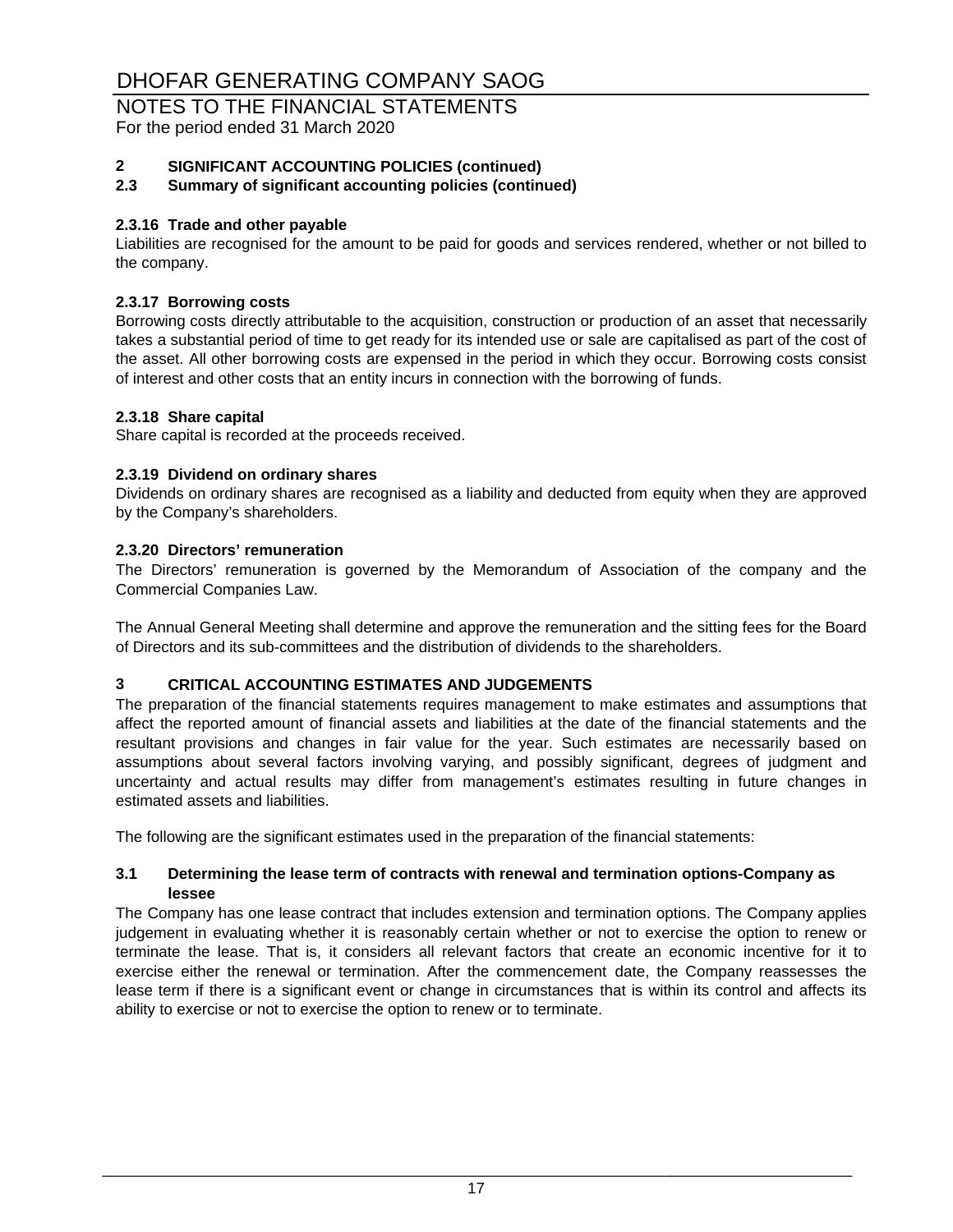# DHOFAR GENERATING COMPANY SAOG

## NOTES TO THE FINANCIAL STATEMENTS

For the period ended 31 March 2020

### 2 SIGNIFICANT ACCOUNTING POLICIES (continued)

### 2.3 Summary of significant accounting policies (continued)

**2.3.16 Trade and other payable**

Liabilities are recognised for the amount to be paid for goods and services rendered, whether or not billed to the company.

**2.3.17 Borrowing costs**

Borrowing costs directly attributable to the acquisition, construction or production of an asset that necessarily takes a substantial period of time to get ready for its intended use or sale are capitalised as part of the cost of the asset. All other borrowing costs are expensed in the period in which they occur. Borrowing costs consist of interest and other costs that an entity incurs in connection with the borrowing of funds.

**2.3.18 Share capital**

Share capital is recorded at the proceeds received.

**2.3.19 Dividend on ordinary shares**

Dividends on ordinary shares are recognised as a liability and deducted from equity when they are approved by the Company's shareholders.

**2.3.20 Directors' remuneration**

The Directors' remuneration is governed by the Memorandum of Association of the company and the Commercial Companies Law.

The Annual General Meeting shall determine and approve the remuneration and the sitting fees for the Board of Directors and its sub-committees and the distribution of dividends to the shareholders.

### 3 CRITICAL ACCOUNTING ESTIMATES AND JUDGEMENTS

The preparation of the financial statements requires management to make estimates and assumptions that affect the reported amount of financial assets and liabilities at the date of the financial statements and the resultant provisions and changes in fair value for the year. Such estimates are necessarily based on assumptions about several factors involving varying, and possibly significant, degrees of judgment and uncertainty and actual results may differ from management's estimates resulting in future changes in estimated assets and liabilities.

The following are the significant estimates used in the preparation of the financial statements:

**3.1 Determining the lease term of contracts with renewal and termination options-Company as lessee**

The Company has one lease contract that includes extension and termination options. The Company applies judgement in evaluating whether it is reasonably certain whether or not to exercise the option to renew or terminate the lease. That is, it considers all relevant factors that create an economic incentive for it to exercise either the renewal or termination. After the commencement date, the Company reassesses the lease term if there is a significant event or change in circumstances that is within its control and affects its ability to exercise or not to exercise the option to renew or to terminate.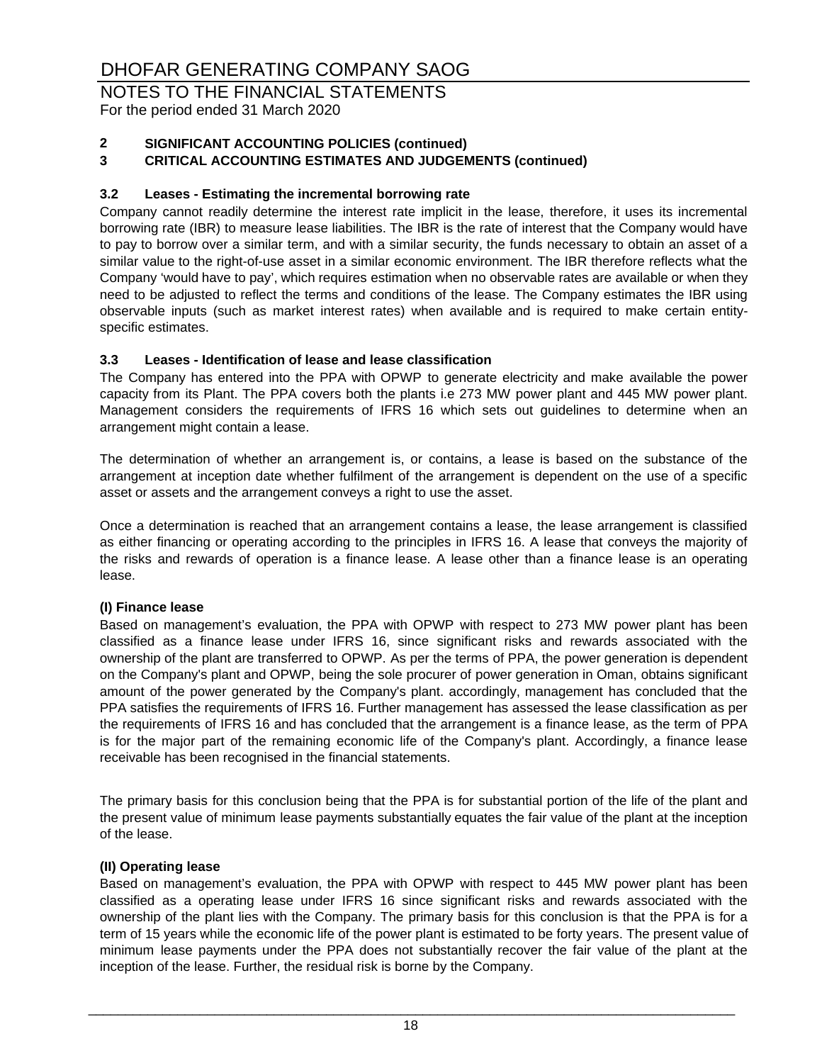## 2 SIGNIFICANT ACCOUNTING POLICIES (continued)

## 3 CRITICAL ACCOUNTING ESTIMATES AND JUDGEMENTS (continued)

### 3.2 Leases - Estimating the incremental borrowing rate

Company cannot readily determine the interest rate implicit in the lease, therefore, it uses its incremental borrowing rate (IBR) to measure lease liabilities. The IBR is the rate of interest that the Company would have to pay to borrow over a similar term, and with a similar security, the funds necessary to obtain an asset of a similar value to the right-of-use asset in a similar economic environment. The IBR therefore reflects what the Company 'would have to pay', which requires estimation when no observable rates are available or when they need to be adjusted to reflect the terms and conditions of the lease. The Company estimates the IBR using observable inputs (such as market interest rates) when available and is required to make certain entity-specific estimates.

### 3.3 Leases - Identification of lease and lease classification

The Company has entered into the PPA with OPWP to generate electricity and make available the power capacity from its Plant. The PPA covers both the plants i.e 273 MW power plant and 445 MW power plant. Management considers the requirements of IFRS 16 which sets out guidelines to determine when an arrangement might contain a lease.

The determination of whether an arrangement is, or contains, a lease is based on the substance of the arrangement at inception date whether fulfilment of the arrangement is dependent on the use of a specific asset or assets and the arrangement conveys a right to use the asset.

Once a determination is reached that an arrangement contains a lease, the lease arrangement is classified as either financing or operating according to the principles in IFRS 16. A lease that conveys the majority of the risks and rewards of operation is a finance lease. A lease other than a finance lease is an operating lease.

**(I) Finance lease**

Based on management's evaluation, the PPA with OPWP with respect to 273 MW power plant has been classified as a finance lease under IFRS 16, since significant risks and rewards associated with the ownership of the plant are transferred to OPWP. As per the terms of PPA, the power generation is dependent on the Company's plant and OPWP, being the sole procurer of power generation in Oman, obtains significant amount of the power generated by the Company's plant. accordingly, management has concluded that the PPA satisfies the requirements of IFRS 16. Further management has assessed the lease classification as per the requirements of IFRS 16 and has concluded that the arrangement is a finance lease, as the term of PPA is for the major part of the remaining economic life of the Company's plant. Accordingly, a finance lease receivable has been recognised in the financial statements.

The primary basis for this conclusion being that the PPA is for substantial portion of the life of the plant and the present value of minimum lease payments substantially equates the fair value of the plant at the inception of the lease.

**(II) Operating lease**

Based on management's evaluation, the PPA with OPWP with respect to 445 MW power plant has been classified as a operating lease under IFRS 16 since significant risks and rewards associated with the ownership of the plant lies with the Company. The primary basis for this conclusion is that the PPA is for a term of 15 years while the economic life of the power plant is estimated to be forty years. The present value of minimum lease payments under the PPA does not substantially recover the fair value of the plant at the inception of the lease. Further, the residual risk is borne by the Company.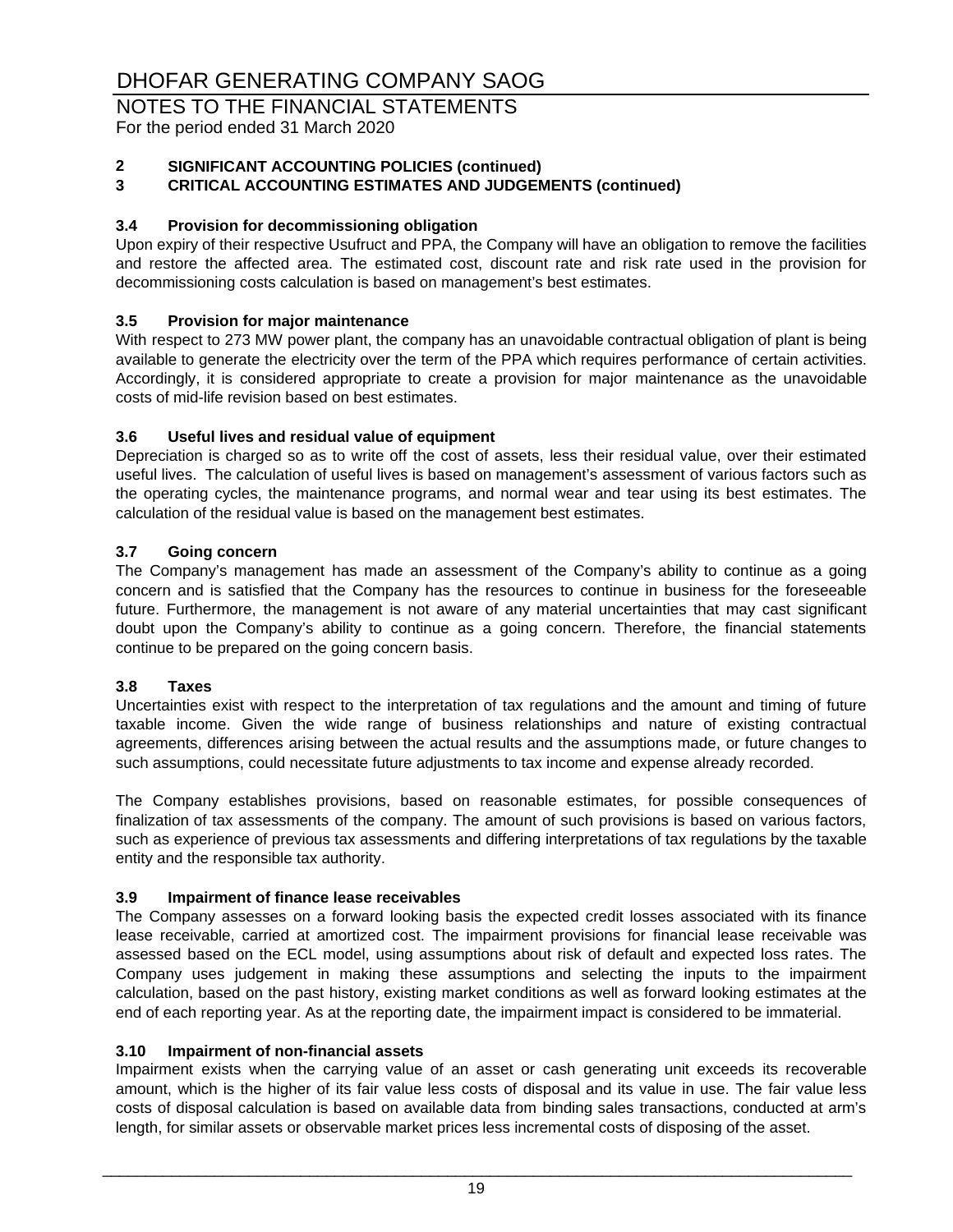**2 SIGNIFICANT ACCOUNTING POLICIES (continued)**

**3 CRITICAL ACCOUNTING ESTIMATES AND JUDGEMENTS (continued)**

**3.4 Provision for decommissioning obligation**

Upon expiry of their respective Usufruct and PPA, the Company will have an obligation to remove the facilities and restore the affected area. The estimated cost, discount rate and risk rate used in the provision for decommissioning costs calculation is based on management's best estimates.

**3.5 Provision for major maintenance**

With respect to 273 MW power plant, the company has an unavoidable contractual obligation of plant is being available to generate the electricity over the term of the PPA which requires performance of certain activities. Accordingly, it is considered appropriate to create a provision for major maintenance as the unavoidable costs of mid-life revision based on best estimates.

**3.6 Useful lives and residual value of equipment**

Depreciation is charged so as to write off the cost of assets, less their residual value, over their estimated useful lives. The calculation of useful lives is based on management's assessment of various factors such as the operating cycles, the maintenance programs, and normal wear and tear using its best estimates. The calculation of the residual value is based on the management best estimates.

**3.7 Going concern**

The Company's management has made an assessment of the Company's ability to continue as a going concern and is satisfied that the Company has the resources to continue in business for the foreseeable future. Furthermore, the management is not aware of any material uncertainties that may cast significant doubt upon the Company's ability to continue as a going concern. Therefore, the financial statements continue to be prepared on the going concern basis.

**3.8 Taxes**

Uncertainties exist with respect to the interpretation of tax regulations and the amount and timing of future taxable income. Given the wide range of business relationships and nature of existing contractual agreements, differences arising between the actual results and the assumptions made, or future changes to such assumptions, could necessitate future adjustments to tax income and expense already recorded.

The Company establishes provisions, based on reasonable estimates, for possible consequences of finalization of tax assessments of the company. The amount of such provisions is based on various factors, such as experience of previous tax assessments and differing interpretations of tax regulations by the taxable entity and the responsible tax authority.

**3.9 Impairment of finance lease receivables**

The Company assesses on a forward looking basis the expected credit losses associated with its finance lease receivable, carried at amortized cost. The impairment provisions for financial lease receivable was assessed based on the ECL model, using assumptions about risk of default and expected loss rates. The Company uses judgement in making these assumptions and selecting the inputs to the impairment calculation, based on the past history, existing market conditions as well as forward looking estimates at the end of each reporting year. As at the reporting date, the impairment impact is considered to be immaterial.

**3.10 Impairment of non-financial assets**

Impairment exists when the carrying value of an asset or cash generating unit exceeds its recoverable amount, which is the higher of its fair value less costs of disposal and its value in use. The fair value less costs of disposal calculation is based on available data from binding sales transactions, conducted at arm's length, for similar assets or observable market prices less incremental costs of disposing of the asset.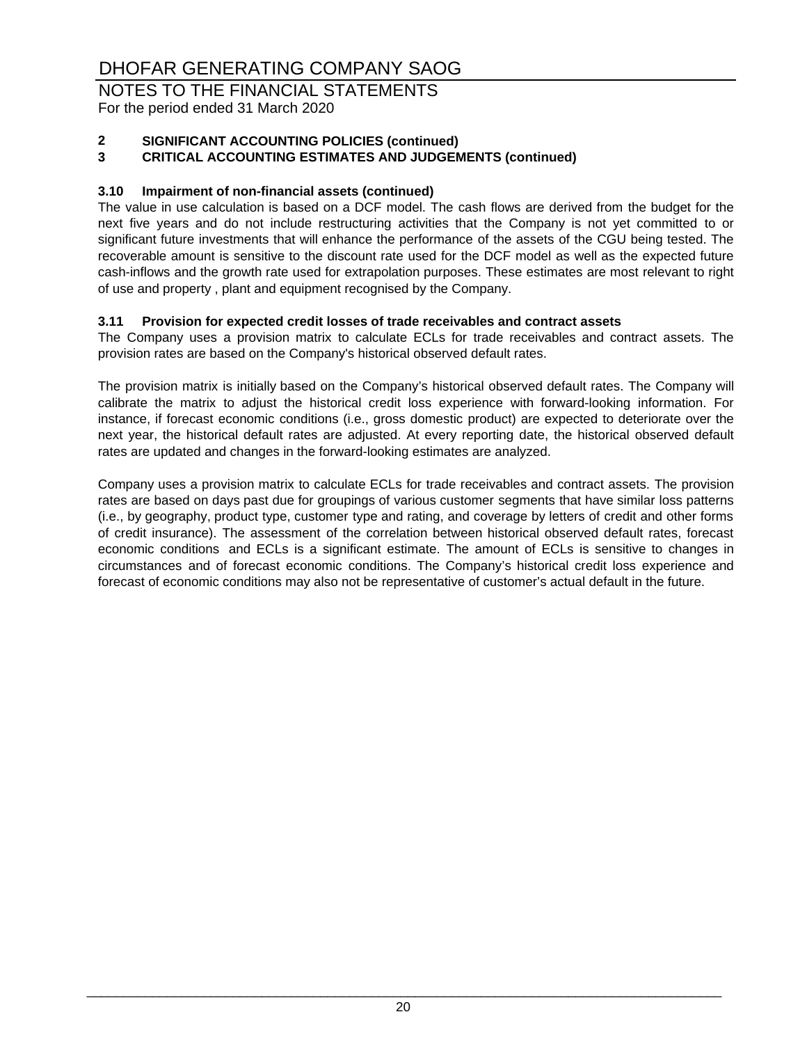## 2 SIGNIFICANT ACCOUNTING POLICIES (continued)
## 3 CRITICAL ACCOUNTING ESTIMATES AND JUDGEMENTS (continued)

### 3.10 Impairment of non-financial assets (continued)

The value in use calculation is based on a DCF model. The cash flows are derived from the budget for the next five years and do not include restructuring activities that the Company is not yet committed to or significant future investments that will enhance the performance of the assets of the CGU being tested. The recoverable amount is sensitive to the discount rate used for the DCF model as well as the expected future cash-inflows and the growth rate used for extrapolation purposes. These estimates are most relevant to right of use and property , plant and equipment recognised by the Company.

### 3.11 Provision for expected credit losses of trade receivables and contract assets

The Company uses a provision matrix to calculate ECLs for trade receivables and contract assets. The provision rates are based on the Company's historical observed default rates.

The provision matrix is initially based on the Company's historical observed default rates. The Company will calibrate the matrix to adjust the historical credit loss experience with forward-looking information. For instance, if forecast economic conditions (i.e., gross domestic product) are expected to deteriorate over the next year, the historical default rates are adjusted. At every reporting date, the historical observed default rates are updated and changes in the forward-looking estimates are analyzed.

Company uses a provision matrix to calculate ECLs for trade receivables and contract assets. The provision rates are based on days past due for groupings of various customer segments that have similar loss patterns (i.e., by geography, product type, customer type and rating, and coverage by letters of credit and other forms of credit insurance). The assessment of the correlation between historical observed default rates, forecast economic conditions and ECLs is a significant estimate. The amount of ECLs is sensitive to changes in circumstances and of forecast economic conditions. The Company's historical credit loss experience and forecast of economic conditions may also not be representative of customer's actual default in the future.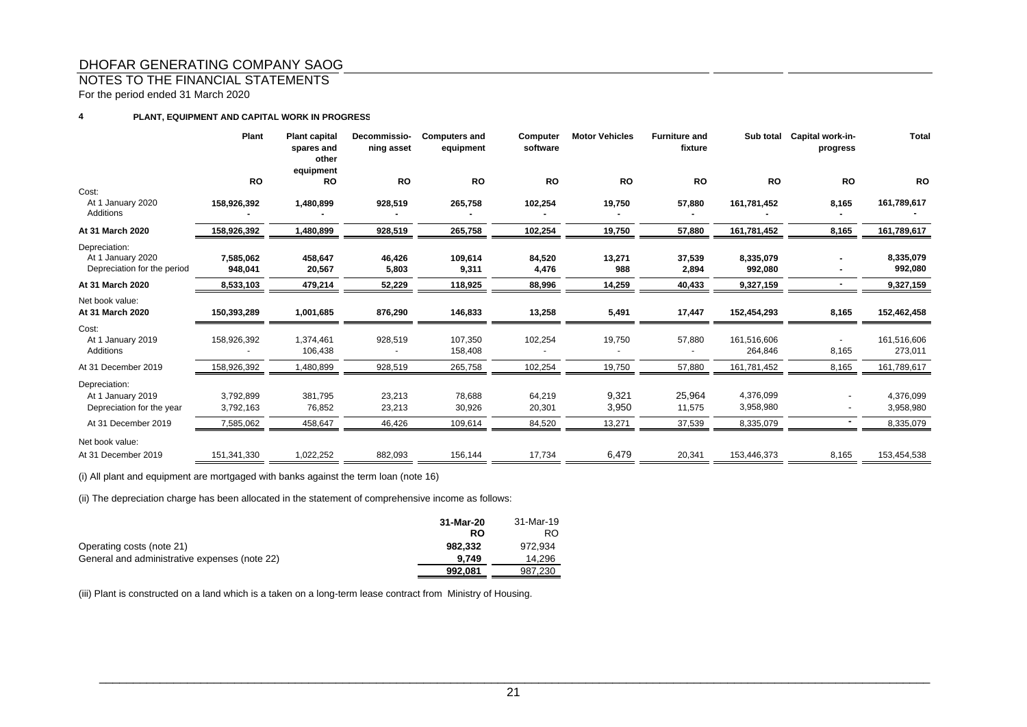# DHOFAR GENERATING COMPANY SAOG

## NOTES TO THE FINANCIAL STATEMENTS

For the period ended 31 March 2020

### 4 PLANT, EQUIPMENT AND CAPITAL WORK IN PROGRESS

| | Plant | Plant capital spares and other equipment | Decommissio-ning asset | Computers and equipment | Computer software | Motor Vehicles | Furniture and fixture | Sub total | Capital work-in-progress | Total |
|---|---|---|---|---|---|---|---|---|---|---|
| | RO | RO | RO | RO | RO | RO | RO | RO | RO | RO |
| Cost: | | | | | | | | | | |
| At 1 January 2020 | 158,926,392 | 1,480,899 | 928,519 | 265,758 | 102,254 | 19,750 | 57,880 | 161,781,452 | 8,165 | 161,789,617 |
| Additions | - | - | - | - | - | - | - | - | - | - |
| **At 31 March 2020** | **158,926,392** | **1,480,899** | **928,519** | **265,758** | **102,254** | **19,750** | **57,880** | **161,781,452** | **8,165** | **161,789,617** |
| Depreciation: | | | | | | | | | | |
| At 1 January 2020 | 7,585,062 | 458,647 | 46,426 | 109,614 | 84,520 | 13,271 | 37,539 | 8,335,079 | - | 8,335,079 |
| Depreciation for the period | 948,041 | 20,567 | 5,803 | 9,311 | 4,476 | 988 | 2,894 | 992,080 | - | 992,080 |
| **At 31 March 2020** | **8,533,103** | **479,214** | **52,229** | **118,925** | **88,996** | **14,259** | **40,433** | **9,327,159** | **-** | **9,327,159** |
| Net book value: | | | | | | | | | | |
| **At 31 March 2020** | **150,393,289** | **1,001,685** | **876,290** | **146,833** | **13,258** | **5,491** | **17,447** | **152,454,293** | **8,165** | **152,462,458** |
| Cost: | | | | | | | | | | |
| At 1 January 2019 | 158,926,392 | 1,374,461 | 928,519 | 107,350 | 102,254 | 19,750 | 57,880 | 161,516,606 | - | 161,516,606 |
| Additions | - | 106,438 | - | 158,408 | - | - | - | 264,846 | 8,165 | 273,011 |
| At 31 December 2019 | 158,926,392 | 1,480,899 | 928,519 | 265,758 | 102,254 | 19,750 | 57,880 | 161,781,452 | 8,165 | 161,789,617 |
| Depreciation: | | | | | | | | | | |
| At 1 January 2019 | 3,792,899 | 381,795 | 23,213 | 78,688 | 64,219 | 9,321 | 25,964 | 4,376,099 | - | 4,376,099 |
| Depreciation for the year | 3,792,163 | 76,852 | 23,213 | 30,926 | 20,301 | 3,950 | 11,575 | 3,958,980 | - | 3,958,980 |
| At 31 December 2019 | 7,585,062 | 458,647 | 46,426 | 109,614 | 84,520 | 13,271 | 37,539 | 8,335,079 | - | 8,335,079 |
| Net book value: | | | | | | | | | | |
| At 31 December 2019 | 151,341,330 | 1,022,252 | 882,093 | 156,144 | 17,734 | 6,479 | 20,341 | 153,446,373 | 8,165 | 153,454,538 |

(i) All plant and equipment are mortgaged with banks against the term loan (note 16)

(ii) The depreciation charge has been allocated in the statement of comprehensive income as follows:

| | 31-Mar-20 | 31-Mar-19 |
|---|---|---|
| | RO | RO |
| Operating costs (note 21) | 982,332 | 972,934 |
| General and administrative expenses (note 22) | 9,749 | 14,296 |
| | **992,081** | 987,230 |

(iii) Plant is constructed on a land which is a taken on a long-term lease contract from Ministry of Housing.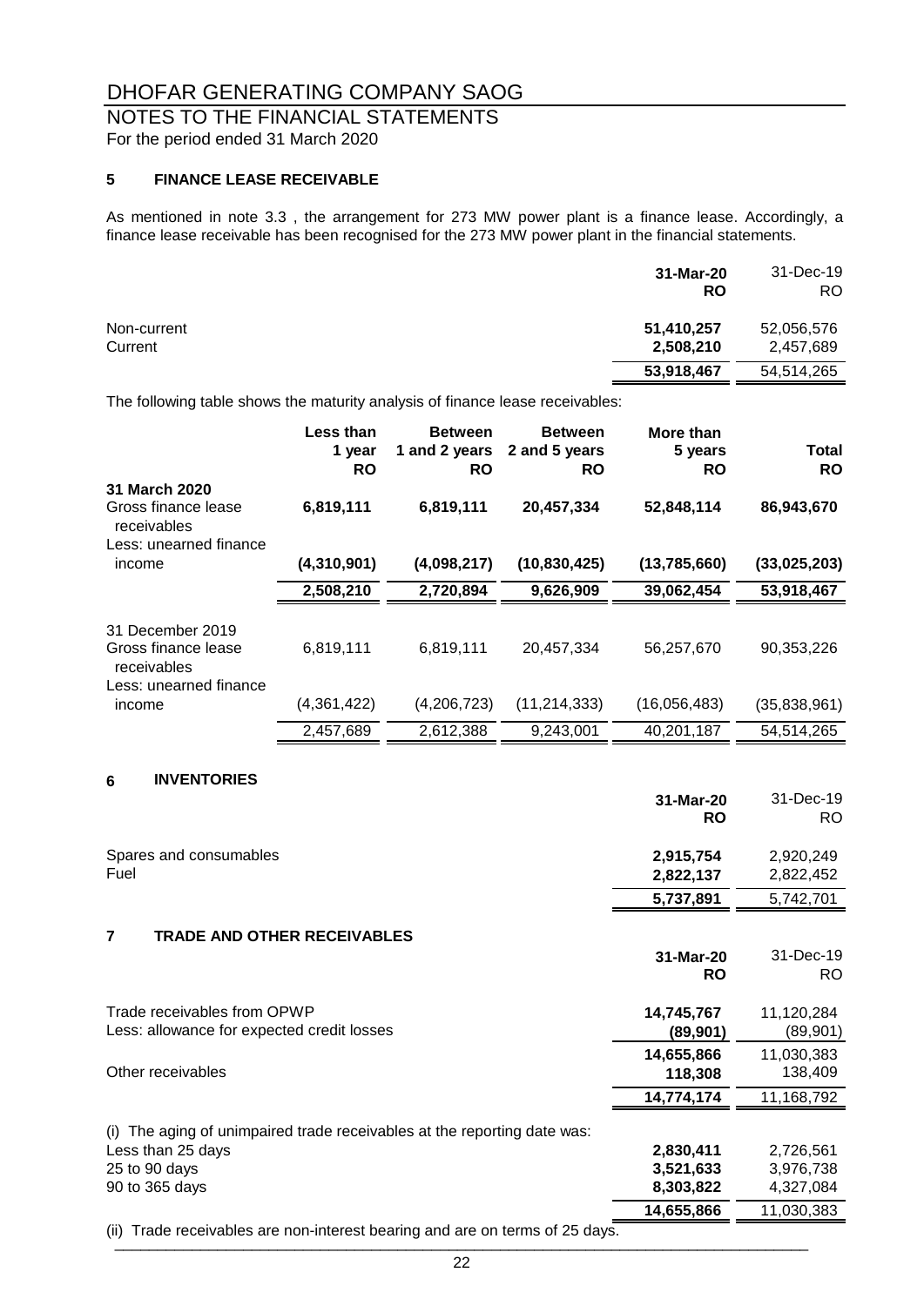# DHOFAR GENERATING COMPANY SAOG

## NOTES TO THE FINANCIAL STATEMENTS

For the period ended 31 March 2020

### 5 FINANCE LEASE RECEIVABLE

As mentioned in note 3.3 , the arrangement for 273 MW power plant is a finance lease. Accordingly, a finance lease receivable has been recognised for the 273 MW power plant in the financial statements.

| | **31-Mar-20 RO** | 31-Dec-19 RO |
|---|---|---|
| Non-current | **51,410,257** | 52,056,576 |
| Current | **2,508,210** | 2,457,689 |
| | **53,918,467** | 54,514,265 |

The following table shows the maturity analysis of finance lease receivables:

| | **Less than 1 year RO** | **Between 1 and 2 years RO** | **Between 2 and 5 years RO** | **More than 5 years RO** | **Total RO** |
|---|---|---|---|---|---|
| **31 March 2020** | | | | | |
| Gross finance lease receivables | **6,819,111** | **6,819,111** | **20,457,334** | **52,848,114** | **86,943,670** |
| Less: unearned finance income | **(4,310,901)** | **(4,098,217)** | **(10,830,425)** | **(13,785,660)** | **(33,025,203)** |
| | **2,508,210** | **2,720,894** | **9,626,909** | **39,062,454** | **53,918,467** |
| 31 December 2019 | | | | | |
| Gross finance lease receivables | 6,819,111 | 6,819,111 | 20,457,334 | 56,257,670 | 90,353,226 |
| Less: unearned finance income | (4,361,422) | (4,206,723) | (11,214,333) | (16,056,483) | (35,838,961) |
| | 2,457,689 | 2,612,388 | 9,243,001 | 40,201,187 | 54,514,265 |

### 6 INVENTORIES

| | **31-Mar-20 RO** | 31-Dec-19 RO |
|---|---|---|
| Spares and consumables | **2,915,754** | 2,920,249 |
| Fuel | **2,822,137** | 2,822,452 |
| | **5,737,891** | 5,742,701 |

### 7 TRADE AND OTHER RECEIVABLES

| | **31-Mar-20 RO** | 31-Dec-19 RO |
|---|---|---|
| Trade receivables from OPWP | **14,745,767** | 11,120,284 |
| Less: allowance for expected credit losses | **(89,901)** | (89,901) |
| | **14,655,866** | 11,030,383 |
| Other receivables | **118,308** | 138,409 |
| | **14,774,174** | 11,168,792 |
| (i) The aging of unimpaired trade receivables at the reporting date was: | | |
| Less than 25 days | **2,830,411** | 2,726,561 |
| 25 to 90 days | **3,521,633** | 3,976,738 |
| 90 to 365 days | **8,303,822** | 4,327,084 |
| | **14,655,866** | 11,030,383 |

(ii) Trade receivables are non-interest bearing and are on terms of 25 days.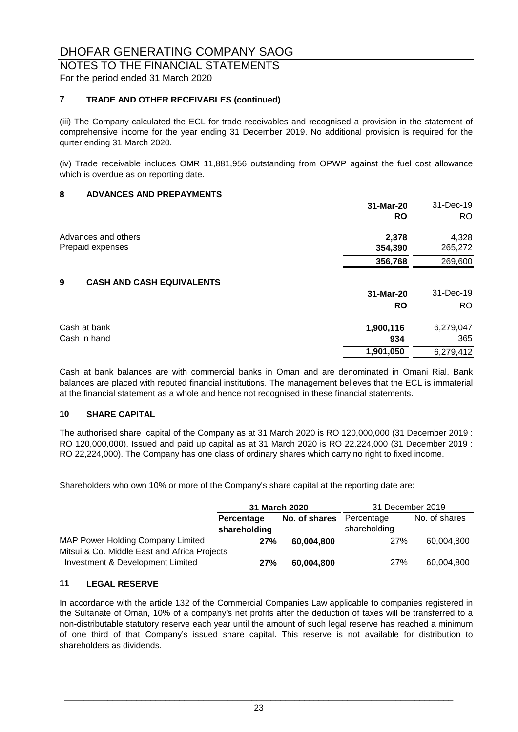# DHOFAR GENERATING COMPANY SAOG

## NOTES TO THE FINANCIAL STATEMENTS

For the period ended 31 March 2020

### 7 TRADE AND OTHER RECEIVABLES (continued)

(iii) The Company calculated the ECL for trade receivables and recognised a provision in the statement of comprehensive income for the year ending 31 December 2019. No additional provision is required for the qurter ending 31 March 2020.

(iv) Trade receivable includes OMR 11,881,956 outstanding from OPWP against the fuel cost allowance which is overdue as on reporting date.

### 8 ADVANCES AND PREPAYMENTS

| | **31-Mar-20** | 31-Dec-19 |
|---|---|---|
| | **RO** | RO |
| Advances and others | **2,378** | 4,328 |
| Prepaid expenses | **354,390** | 265,272 |
| | **356,768** | 269,600 |

### 9 CASH AND CASH EQUIVALENTS

| | **31-Mar-20** | 31-Dec-19 |
|---|---|---|
| | **RO** | RO |
| Cash at bank | **1,900,116** | 6,279,047 |
| Cash in hand | **934** | 365 |
| | **1,901,050** | 6,279,412 |

Cash at bank balances are with commercial banks in Oman and are denominated in Omani Rial. Bank balances are placed with reputed financial institutions. The management believes that the ECL is immaterial at the financial statement as a whole and hence not recognised in these financial statements.

### 10 SHARE CAPITAL

The authorised share capital of the Company as at 31 March 2020 is RO 120,000,000 (31 December 2019 : RO 120,000,000). Issued and paid up capital as at 31 March 2020 is RO 22,224,000 (31 December 2019 : RO 22,224,000). The Company has one class of ordinary shares which carry no right to fixed income.

Shareholders who own 10% or more of the Company's share capital at the reporting date are:

| | **31 March 2020** | | 31 December 2019 | |
|---|---|---|---|---|
| | **Percentage shareholding** | **No. of shares** | Percentage shareholding | No. of shares |
| MAP Power Holding Company Limited | **27%** | **60,004,800** | 27% | 60,004,800 |
| Mitsui & Co. Middle East and Africa Projects Investment & Development Limited | **27%** | **60,004,800** | 27% | 60,004,800 |

### 11 LEGAL RESERVE

In accordance with the article 132 of the Commercial Companies Law applicable to companies registered in the Sultanate of Oman, 10% of a company's net profits after the deduction of taxes will be transferred to a non-distributable statutory reserve each year until the amount of such legal reserve has reached a minimum of one third of that Company's issued share capital. This reserve is not available for distribution to shareholders as dividends.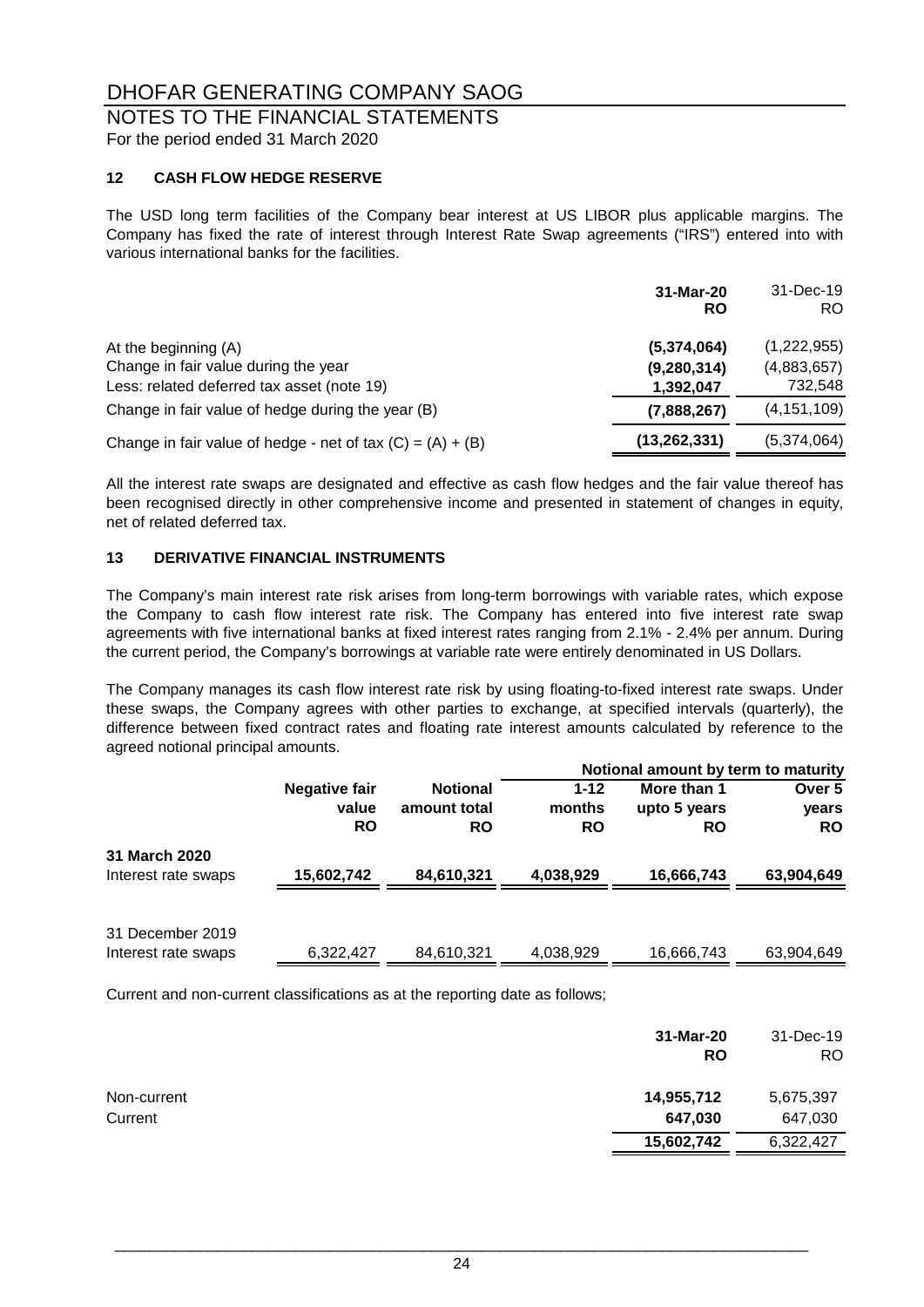# DHOFAR GENERATING COMPANY SAOG

## NOTES TO THE FINANCIAL STATEMENTS

For the period ended 31 March 2020

### 12 CASH FLOW HEDGE RESERVE

The USD long term facilities of the Company bear interest at US LIBOR plus applicable margins. The Company has fixed the rate of interest through Interest Rate Swap agreements ("IRS") entered into with various international banks for the facilities.

| | 31-Mar-20 RO | 31-Dec-19 RO |
|---|---|---|
| At the beginning (A) | **(5,374,064)** | (1,222,955) |
| Change in fair value during the year | **(9,280,314)** | (4,883,657) |
| Less: related deferred tax asset (note 19) | **1,392,047** | 732,548 |
| Change in fair value of hedge during the year (B) | **(7,888,267)** | (4,151,109) |
| Change in fair value of hedge - net of tax (C) = (A) + (B) | **(13,262,331)** | (5,374,064) |

All the interest rate swaps are designated and effective as cash flow hedges and the fair value thereof has been recognised directly in other comprehensive income and presented in statement of changes in equity, net of related deferred tax.

### 13 DERIVATIVE FINANCIAL INSTRUMENTS

The Company's main interest rate risk arises from long-term borrowings with variable rates, which expose the Company to cash flow interest rate risk. The Company has entered into five interest rate swap agreements with five international banks at fixed interest rates ranging from 2.1% - 2.4% per annum. During the current period, the Company's borrowings at variable rate were entirely denominated in US Dollars.

The Company manages its cash flow interest rate risk by using floating-to-fixed interest rate swaps. Under these swaps, the Company agrees with other parties to exchange, at specified intervals (quarterly), the difference between fixed contract rates and floating rate interest amounts calculated by reference to the agreed notional principal amounts.

| | | | Notional amount by term to maturity | | |
|---|---|---|---|---|---|
| | Negative fair value RO | Notional amount total RO | 1-12 months RO | More than 1 upto 5 years RO | Over 5 years RO |
| **31 March 2020** | | | | | |
| Interest rate swaps | **15,602,742** | **84,610,321** | **4,038,929** | **16,666,743** | **63,904,649** |
| 31 December 2019 | | | | | |
| Interest rate swaps | 6,322,427 | 84,610,321 | 4,038,929 | 16,666,743 | 63,904,649 |

Current and non-current classifications as at the reporting date as follows;

| | 31-Mar-20 RO | 31-Dec-19 RO |
|---|---|---|
| Non-current | **14,955,712** | 5,675,397 |
| Current | **647,030** | 647,030 |
| | **15,602,742** | 6,322,427 |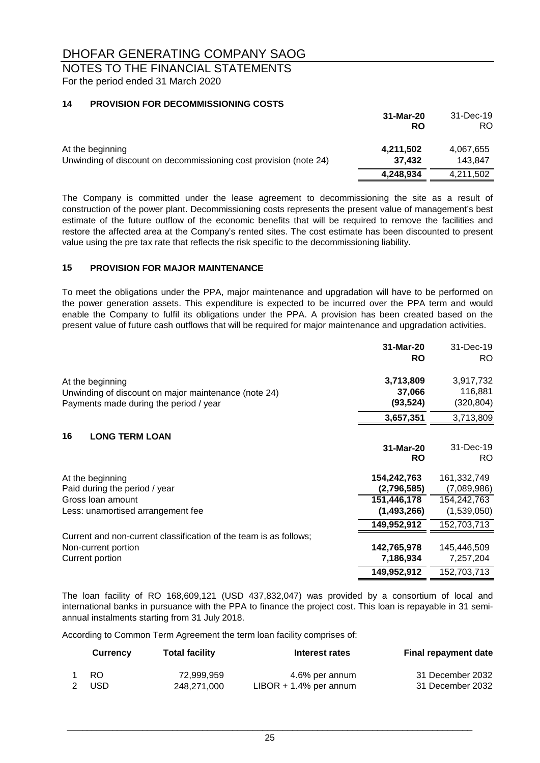# DHOFAR GENERATING COMPANY SAOG

## NOTES TO THE FINANCIAL STATEMENTS

For the period ended 31 March 2020

### 14 PROVISION FOR DECOMMISSIONING COSTS

| | 31-Mar-20 RO | 31-Dec-19 RO |
|---|---|---|
| At the beginning | **4,211,502** | 4,067,655 |
| Unwinding of discount on decommissioning cost provision (note 24) | **37,432** | 143,847 |
| | **4,248,934** | 4,211,502 |

The Company is committed under the lease agreement to decommissioning the site as a result of construction of the power plant. Decommissioning costs represents the present value of management's best estimate of the future outflow of the economic benefits that will be required to remove the facilities and restore the affected area at the Company's rented sites. The cost estimate has been discounted to present value using the pre tax rate that reflects the risk specific to the decommissioning liability.

### 15 PROVISION FOR MAJOR MAINTENANCE

To meet the obligations under the PPA, major maintenance and upgradation will have to be performed on the power generation assets. This expenditure is expected to be incurred over the PPA term and would enable the Company to fulfil its obligations under the PPA. A provision has been created based on the present value of future cash outflows that will be required for major maintenance and upgradation activities.

| | 31-Mar-20 RO | 31-Dec-19 RO |
|---|---|---|
| At the beginning | **3,713,809** | 3,917,732 |
| Unwinding of discount on major maintenance (note 24) | **37,066** | 116,881 |
| Payments made during the period / year | **(93,524)** | (320,804) |
| | **3,657,351** | 3,713,809 |

### 16 LONG TERM LOAN

| | 31-Mar-20 RO | 31-Dec-19 RO |
|---|---|---|
| At the beginning | **154,242,763** | 161,332,749 |
| Paid during the period / year | **(2,796,585)** | (7,089,986) |
| Gross loan amount | **151,446,178** | 154,242,763 |
| Less: unamortised arrangement fee | **(1,493,266)** | (1,539,050) |
| | **149,952,912** | 152,703,713 |
| Current and non-current classification of the team is as follows; | | |
| Non-current portion | **142,765,978** | 145,446,509 |
| Current portion | **7,186,934** | 7,257,204 |
| | **149,952,912** | 152,703,713 |

The loan facility of RO 168,609,121 (USD 437,832,047) was provided by a consortium of local and international banks in pursuance with the PPA to finance the project cost. This loan is repayable in 31 semi-annual instalments starting from 31 July 2018.

According to Common Term Agreement the term loan facility comprises of:

| | Currency | Total facility | Interest rates | Final repayment date |
|---|---|---|---|---|
| 1 | RO | 72,999,959 | 4.6% per annum | 31 December 2032 |
| 2 | USD | 248,271,000 | LIBOR + 1.4% per annum | 31 December 2032 |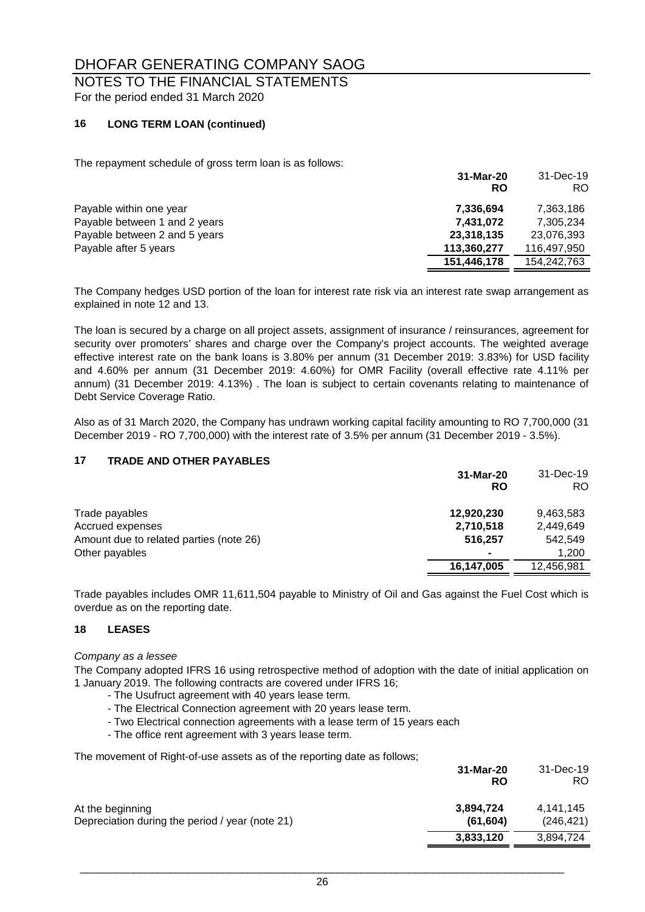# DHOFAR GENERATING COMPANY SAOG

## NOTES TO THE FINANCIAL STATEMENTS

For the period ended 31 March 2020

### 16 LONG TERM LOAN (continued)

The repayment schedule of gross term loan is as follows:

| | **31-Mar-20** | 31-Dec-19 |
|---|---|---|
| | **RO** | RO |
| Payable within one year | **7,336,694** | 7,363,186 |
| Payable between 1 and 2 years | **7,431,072** | 7,305,234 |
| Payable between 2 and 5 years | **23,318,135** | 23,076,393 |
| Payable after 5 years | **113,360,277** | 116,497,950 |
| | **151,446,178** | 154,242,763 |

The Company hedges USD portion of the loan for interest rate risk via an interest rate swap arrangement as explained in note 12 and 13.

The loan is secured by a charge on all project assets, assignment of insurance / reinsurances, agreement for security over promoters' shares and charge over the Company's project accounts. The weighted average effective interest rate on the bank loans is 3.80% per annum (31 December 2019: 3.83%) for USD facility and 4.60% per annum (31 December 2019: 4.60%) for OMR Facility (overall effective rate 4.11% per annum) (31 December 2019: 4.13%) . The loan is subject to certain covenants relating to maintenance of Debt Service Coverage Ratio.

Also as of 31 March 2020, the Company has undrawn working capital facility amounting to RO 7,700,000 (31 December 2019 - RO 7,700,000) with the interest rate of 3.5% per annum (31 December 2019 - 3.5%).

### 17 TRADE AND OTHER PAYABLES

| | **31-Mar-20** | 31-Dec-19 |
|---|---|---|
| | **RO** | RO |
| Trade payables | **12,920,230** | 9,463,583 |
| Accrued expenses | **2,710,518** | 2,449,649 |
| Amount due to related parties (note 26) | **516,257** | 542,549 |
| Other payables | **-** | 1,200 |
| | **16,147,005** | 12,456,981 |

Trade payables includes OMR 11,611,504 payable to Ministry of Oil and Gas against the Fuel Cost which is overdue as on the reporting date.

### 18 LEASES

*Company as a lessee*

The Company adopted IFRS 16 using retrospective method of adoption with the date of initial application on 1 January 2019. The following contracts are covered under IFRS 16;

- The Usufruct agreement with 40 years lease term.
- The Electrical Connection agreement with 20 years lease term.
- Two Electrical connection agreements with a lease term of 15 years each
- The office rent agreement with 3 years lease term.

The movement of Right-of-use assets as of the reporting date as follows;

| | **31-Mar-20** | 31-Dec-19 |
|---|---|---|
| | **RO** | RO |
| At the beginning | **3,894,724** | 4,141,145 |
| Depreciation during the period / year (note 21) | **(61,604)** | (246,421) |
| | **3,833,120** | 3,894,724 |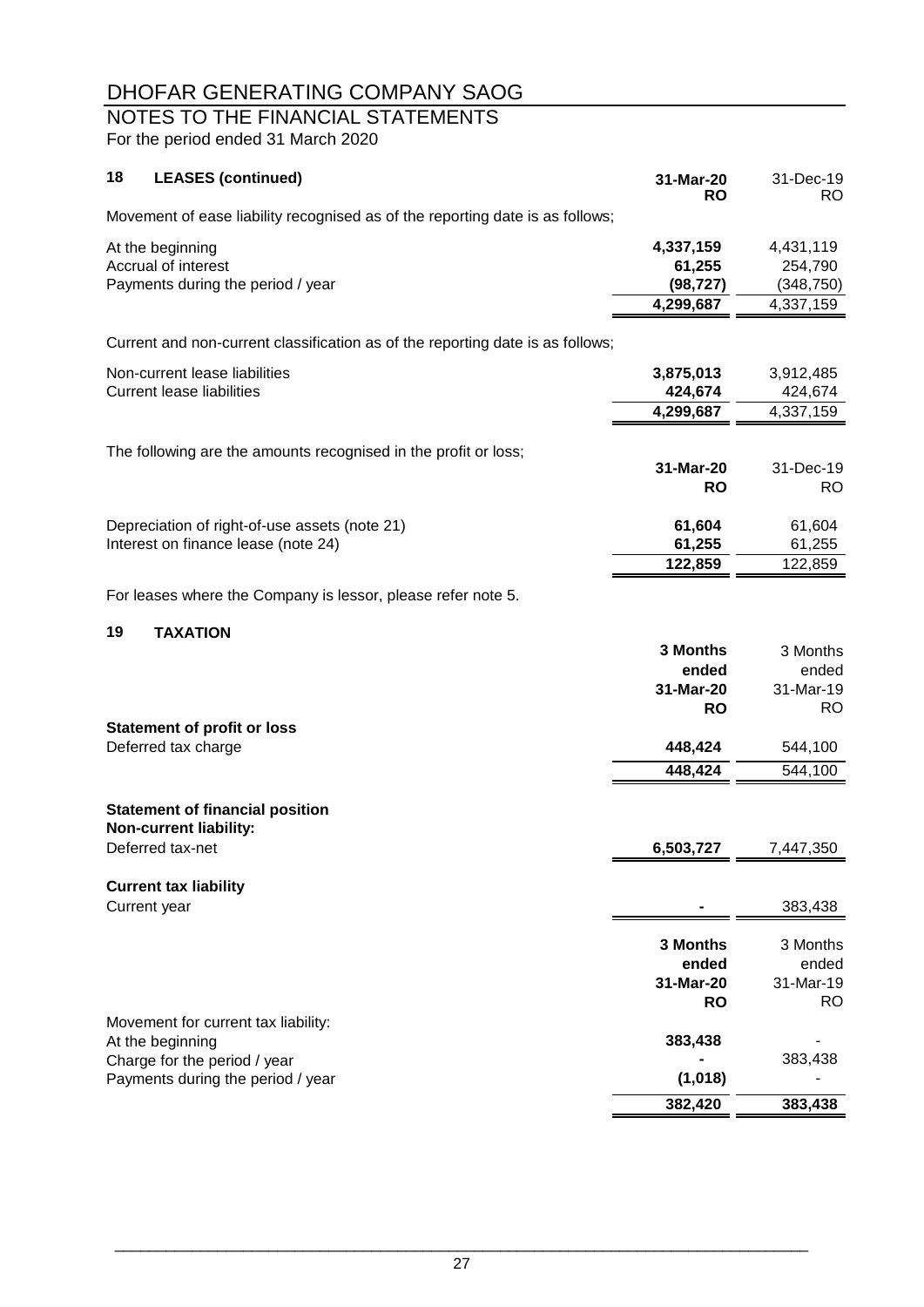# DHOFAR GENERATING COMPANY SAOG

## NOTES TO THE FINANCIAL STATEMENTS

For the period ended 31 March 2020

### 18 LEASES (continued)

| | 31-Mar-20 RO | 31-Dec-19 RO |
|---|---|---|
| Movement of ease liability recognised as of the reporting date is as follows; | | |
| At the beginning | **4,337,159** | 4,431,119 |
| Accrual of interest | **61,255** | 254,790 |
| Payments during the period / year | **(98,727)** | (348,750) |
| | **4,299,687** | 4,337,159 |

Current and non-current classification as of the reporting date is as follows;

| | 31-Mar-20 RO | 31-Dec-19 RO |
|---|---|---|
| Non-current lease liabilities | **3,875,013** | 3,912,485 |
| Current lease liabilities | **424,674** | 424,674 |
| | **4,299,687** | 4,337,159 |

The following are the amounts recognised in the profit or loss;

| | 31-Mar-20 RO | 31-Dec-19 RO |
|---|---|---|
| Depreciation of right-of-use assets (note 21) | **61,604** | 61,604 |
| Interest on finance lease (note 24) | **61,255** | 61,255 |
| | **122,859** | 122,859 |

For leases where the Company is lessor, please refer note 5.

### 19 TAXATION

| | 3 Months ended 31-Mar-20 RO | 3 Months ended 31-Mar-19 RO |
|---|---|---|
| **Statement of profit or loss** | | |
| Deferred tax charge | **448,424** | 544,100 |
| | **448,424** | 544,100 |
| **Statement of financial position** | | |
| **Non-current liability:** | | |
| Deferred tax-net | **6,503,727** | 7,447,350 |
| **Current tax liability** | | |
| Current year | **-** | 383,438 |

| | 3 Months ended 31-Mar-20 RO | 3 Months ended 31-Mar-19 RO |
|---|---|---|
| Movement for current tax liability: | | |
| At the beginning | **383,438** | - |
| Charge for the period / year | **-** | 383,438 |
| Payments during the period / year | **(1,018)** | - |
| | **382,420** | **383,438** |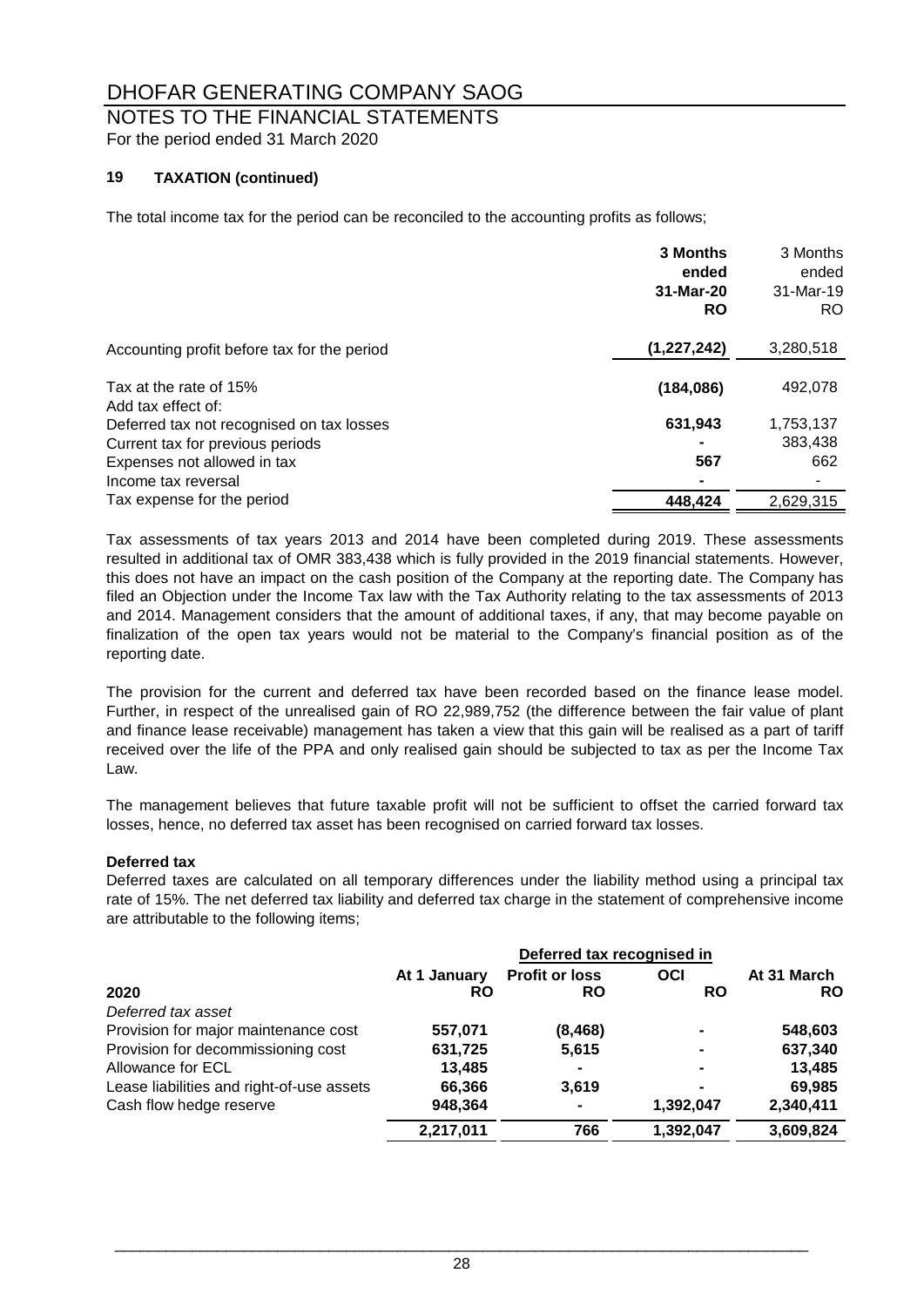# DHOFAR GENERATING COMPANY SAOG

## NOTES TO THE FINANCIAL STATEMENTS

For the period ended 31 March 2020

### 19 TAXATION (continued)

The total income tax for the period can be reconciled to the accounting profits as follows;

| | 3 Months ended 31-Mar-20 RO | 3 Months ended 31-Mar-19 RO |
|---|---|---|
| Accounting profit before tax for the period | **(1,227,242)** | 3,280,518 |
| Tax at the rate of 15% | **(184,086)** | 492,078 |
| Add tax effect of: | | |
| Deferred tax not recognised on tax losses | **631,943** | 1,753,137 |
| Current tax for previous periods | **-** | 383,438 |
| Expenses not allowed in tax | **567** | 662 |
| Income tax reversal | **-** | - |
| Tax expense for the period | **448,424** | 2,629,315 |

Tax assessments of tax years 2013 and 2014 have been completed during 2019. These assessments resulted in additional tax of OMR 383,438 which is fully provided in the 2019 financial statements. However, this does not have an impact on the cash position of the Company at the reporting date. The Company has filed an Objection under the Income Tax law with the Tax Authority relating to the tax assessments of 2013 and 2014. Management considers that the amount of additional taxes, if any, that may become payable on finalization of the open tax years would not be material to the Company's financial position as of the reporting date.

The provision for the current and deferred tax have been recorded based on the finance lease model. Further, in respect of the unrealised gain of RO 22,989,752 (the difference between the fair value of plant and finance lease receivable) management has taken a view that this gain will be realised as a part of tariff received over the life of the PPA and only realised gain should be subjected to tax as per the Income Tax Law.

The management believes that future taxable profit will not be sufficient to offset the carried forward tax losses, hence, no deferred tax asset has been recognised on carried forward tax losses.

**Deferred tax**

Deferred taxes are calculated on all temporary differences under the liability method using a principal tax rate of 15%. The net deferred tax liability and deferred tax charge in the statement of comprehensive income are attributable to the following items;

| | | Deferred tax recognised in | | |
|---|---|---|---|---|
| **2020** | **At 1 January RO** | **Profit or loss RO** | **OCI RO** | **At 31 March RO** |
| *Deferred tax asset* | | | | |
| Provision for major maintenance cost | **557,071** | **(8,468)** | **-** | **548,603** |
| Provision for decommissioning cost | **631,725** | **5,615** | **-** | **637,340** |
| Allowance for ECL | **13,485** | **-** | **-** | **13,485** |
| Lease liabilities and right-of-use assets | **66,366** | **3,619** | **-** | **69,985** |
| Cash flow hedge reserve | **948,364** | **-** | **1,392,047** | **2,340,411** |
| | **2,217,011** | **766** | **1,392,047** | **3,609,824** |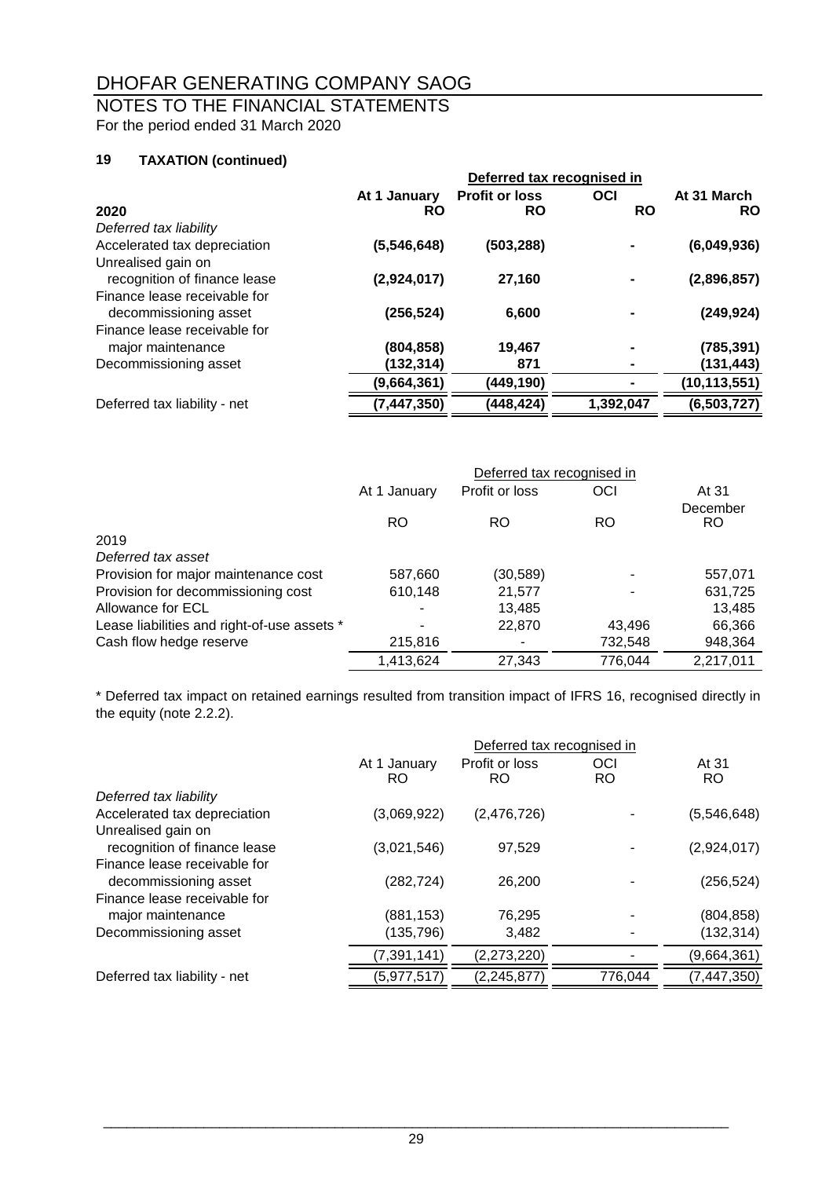# DHOFAR GENERATING COMPANY SAOG

## NOTES TO THE FINANCIAL STATEMENTS

For the period ended 31 March 2020

### 19 TAXATION (continued)

| | | Deferred tax recognised in | | |
|---|---|---|---|---|
| **2020** | **At 1 January RO** | **Profit or loss RO** | **OCI RO** | **At 31 March RO** |
| *Deferred tax liability* | | | | |
| Accelerated tax depreciation | **(5,546,648)** | **(503,288)** | **-** | **(6,049,936)** |
| Unrealised gain on recognition of finance lease | **(2,924,017)** | **27,160** | **-** | **(2,896,857)** |
| Finance lease receivable for decommissioning asset | **(256,524)** | **6,600** | **-** | **(249,924)** |
| Finance lease receivable for major maintenance | **(804,858)** | **19,467** | **-** | **(785,391)** |
| Decommissioning asset | **(132,314)** | **871** | **-** | **(131,443)** |
| | **(9,664,361)** | **(449,190)** | **-** | **(10,113,551)** |
| Deferred tax liability - net | **(7,447,350)** | **(448,424)** | **1,392,047** | **(6,503,727)** |

| | | Deferred tax recognised in | | |
|---|---|---|---|---|
| | At 1 January RO | Profit or loss RO | OCI RO | At 31 December RO |
| 2019 | | | | |
| *Deferred tax asset* | | | | |
| Provision for major maintenance cost | 587,660 | (30,589) | - | 557,071 |
| Provision for decommissioning cost | 610,148 | 21,577 | - | 631,725 |
| Allowance for ECL | - | 13,485 | | 13,485 |
| Lease liabilities and right-of-use assets * | - | 22,870 | 43,496 | 66,366 |
| Cash flow hedge reserve | 215,816 | - | 732,548 | 948,364 |
| | 1,413,624 | 27,343 | 776,044 | 2,217,011 |

* Deferred tax impact on retained earnings resulted from transition impact of IFRS 16, recognised directly in the equity (note 2.2.2).

| | | Deferred tax recognised in | | |
|---|---|---|---|---|
| | At 1 January RO | Profit or loss RO | OCI RO | At 31 RO |
| *Deferred tax liability* | | | | |
| Accelerated tax depreciation | (3,069,922) | (2,476,726) | - | (5,546,648) |
| Unrealised gain on recognition of finance lease | (3,021,546) | 97,529 | - | (2,924,017) |
| Finance lease receivable for decommissioning asset | (282,724) | 26,200 | - | (256,524) |
| Finance lease receivable for major maintenance | (881,153) | 76,295 | - | (804,858) |
| Decommissioning asset | (135,796) | 3,482 | - | (132,314) |
| | (7,391,141) | (2,273,220) | - | (9,664,361) |
| Deferred tax liability - net | (5,977,517) | (2,245,877) | 776,044 | (7,447,350) |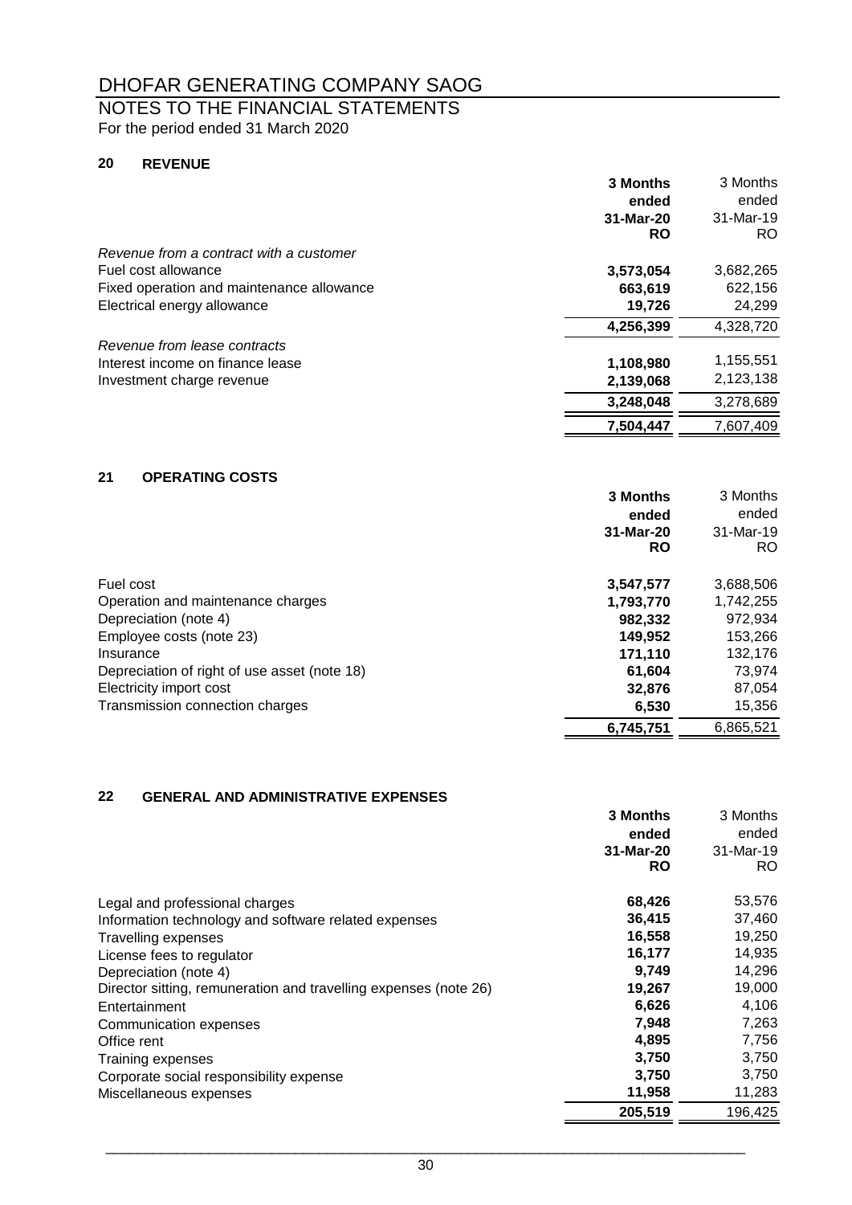# DHOFAR GENERATING COMPANY SAOG

## NOTES TO THE FINANCIAL STATEMENTS

For the period ended 31 March 2020

### 20 REVENUE

| | **3 Months ended 31-Mar-20 RO** | 3 Months ended 31-Mar-19 RO |
|---|---|---|
| *Revenue from a contract with a customer* | | |
| Fuel cost allowance | **3,573,054** | 3,682,265 |
| Fixed operation and maintenance allowance | **663,619** | 622,156 |
| Electrical energy allowance | **19,726** | 24,299 |
| | **4,256,399** | 4,328,720 |
| *Revenue from lease contracts* | | |
| Interest income on finance lease | **1,108,980** | 1,155,551 |
| Investment charge revenue | **2,139,068** | 2,123,138 |
| | **3,248,048** | 3,278,689 |
| | **7,504,447** | 7,607,409 |

### 21 OPERATING COSTS

| | **3 Months ended 31-Mar-20 RO** | 3 Months ended 31-Mar-19 RO |
|---|---|---|
| Fuel cost | **3,547,577** | 3,688,506 |
| Operation and maintenance charges | **1,793,770** | 1,742,255 |
| Depreciation (note 4) | **982,332** | 972,934 |
| Employee costs (note 23) | **149,952** | 153,266 |
| Insurance | **171,110** | 132,176 |
| Depreciation of right of use asset (note 18) | **61,604** | 73,974 |
| Electricity import cost | **32,876** | 87,054 |
| Transmission connection charges | **6,530** | 15,356 |
| | **6,745,751** | 6,865,521 |

### 22 GENERAL AND ADMINISTRATIVE EXPENSES

| | **3 Months ended 31-Mar-20 RO** | 3 Months ended 31-Mar-19 RO |
|---|---|---|
| Legal and professional charges | **68,426** | 53,576 |
| Information technology and software related expenses | **36,415** | 37,460 |
| Travelling expenses | **16,558** | 19,250 |
| License fees to regulator | **16,177** | 14,935 |
| Depreciation (note 4) | **9,749** | 14,296 |
| Director sitting, remuneration and travelling expenses (note 26) | **19,267** | 19,000 |
| Entertainment | **6,626** | 4,106 |
| Communication expenses | **7,948** | 7,263 |
| Office rent | **4,895** | 7,756 |
| Training expenses | **3,750** | 3,750 |
| Corporate social responsibility expense | **3,750** | 3,750 |
| Miscellaneous expenses | **11,958** | 11,283 |
| | **205,519** | 196,425 |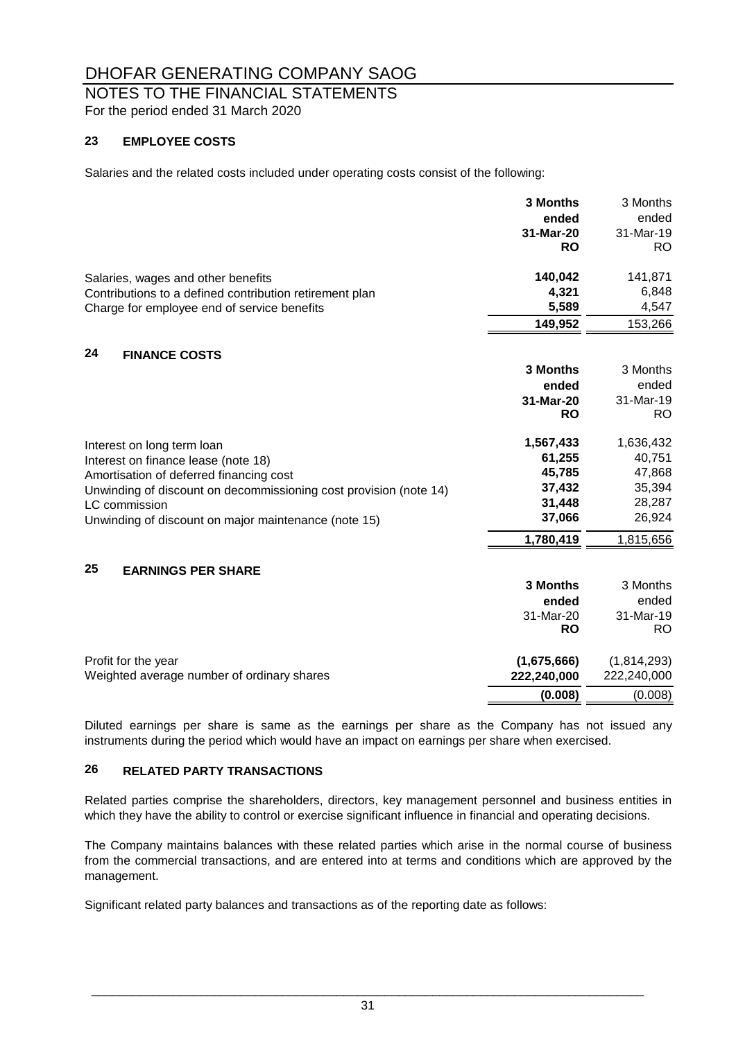# DHOFAR GENERATING COMPANY SAOG

## NOTES TO THE FINANCIAL STATEMENTS

For the period ended 31 March 2020

### 23 EMPLOYEE COSTS

Salaries and the related costs included under operating costs consist of the following:

| | 3 Months ended 31-Mar-20 RO | 3 Months ended 31-Mar-19 RO |
|---|---|---|
| Salaries, wages and other benefits | 140,042 | 141,871 |
| Contributions to a defined contribution retirement plan | 4,321 | 6,848 |
| Charge for employee end of service benefits | 5,589 | 4,547 |
| | **149,952** | 153,266 |

### 24 FINANCE COSTS

| | 3 Months ended 31-Mar-20 RO | 3 Months ended 31-Mar-19 RO |
|---|---|---|
| Interest on long term loan | 1,567,433 | 1,636,432 |
| Interest on finance lease (note 18) | 61,255 | 40,751 |
| Amortisation of deferred financing cost | 45,785 | 47,868 |
| Unwinding of discount on decommissioning cost provision (note 14) | 37,432 | 35,394 |
| LC commission | 31,448 | 28,287 |
| Unwinding of discount on major maintenance (note 15) | 37,066 | 26,924 |
| | **1,780,419** | 1,815,656 |

### 25 EARNINGS PER SHARE

| | 3 Months ended 31-Mar-20 RO | 3 Months ended 31-Mar-19 RO |
|---|---|---|
| Profit for the year | (1,675,666) | (1,814,293) |
| Weighted average number of ordinary shares | 222,240,000 | 222,240,000 |
| | **(0.008)** | (0.008) |

Diluted earnings per share is same as the earnings per share as the Company has not issued any instruments during the period which would have an impact on earnings per share when exercised.

### 26 RELATED PARTY TRANSACTIONS

Related parties comprise the shareholders, directors, key management personnel and business entities in which they have the ability to control or exercise significant influence in financial and operating decisions.

The Company maintains balances with these related parties which arise in the normal course of business from the commercial transactions, and are entered into at terms and conditions which are approved by the management.

Significant related party balances and transactions as of the reporting date as follows: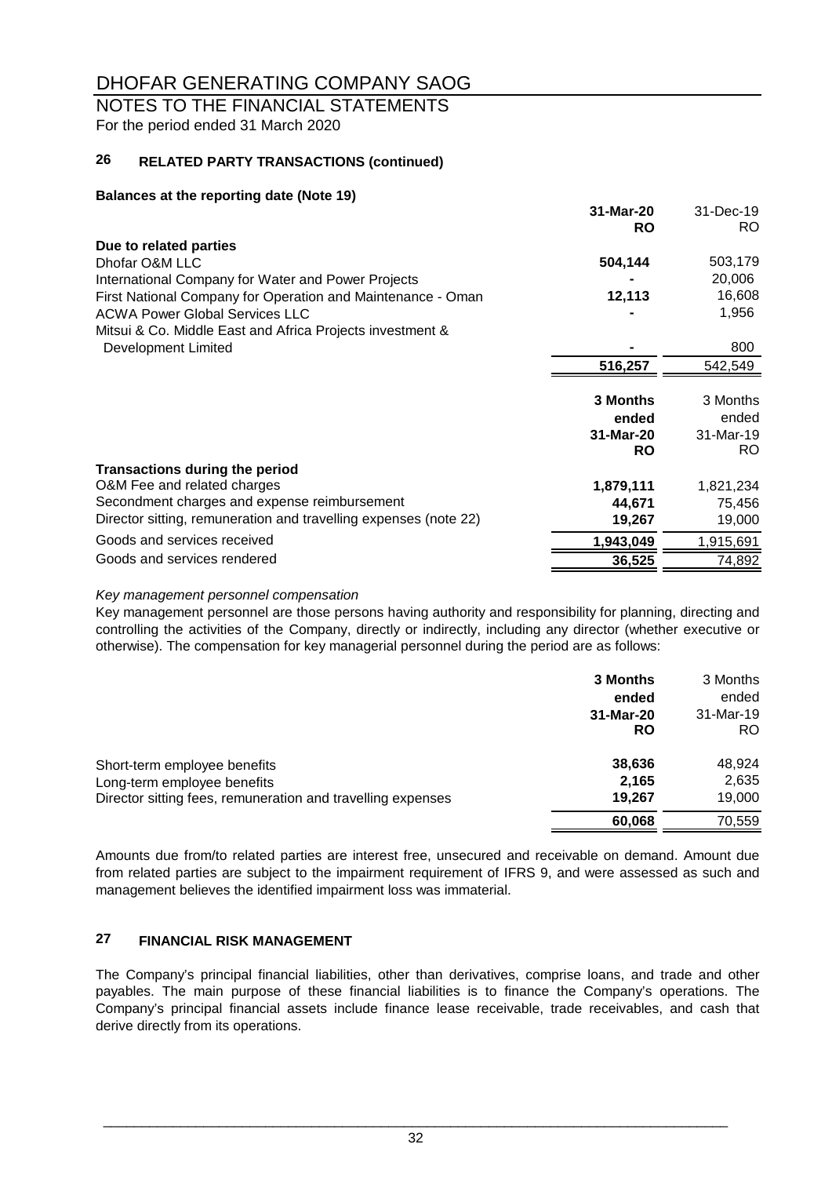# DHOFAR GENERATING COMPANY SAOG

## NOTES TO THE FINANCIAL STATEMENTS

For the period ended 31 March 2020

### 26 RELATED PARTY TRANSACTIONS (continued)

**Balances at the reporting date (Note 19)**

| | **31-Mar-20** | 31-Dec-19 |
|---|---|---|
| | **RO** | RO |
| **Due to related parties** | | |
| Dhofar O&M LLC | **504,144** | 503,179 |
| International Company for Water and Power Projects | **-** | 20,006 |
| First National Company for Operation and Maintenance - Oman | **12,113** | 16,608 |
| ACWA Power Global Services LLC | **-** | 1,956 |
| Mitsui & Co. Middle East and Africa Projects investment & Development Limited | **-** | 800 |
| | **516,257** | 542,549 |

| | **3 Months ended 31-Mar-20** | 3 Months ended 31-Mar-19 |
|---|---|---|
| | **RO** | RO |
| **Transactions during the period** | | |
| O&M Fee and related charges | **1,879,111** | 1,821,234 |
| Secondment charges and expense reimbursement | **44,671** | 75,456 |
| Director sitting, remuneration and travelling expenses (note 22) | **19,267** | 19,000 |
| Goods and services received | **1,943,049** | 1,915,691 |
| Goods and services rendered | **36,525** | 74,892 |

*Key management personnel compensation*

Key management personnel are those persons having authority and responsibility for planning, directing and controlling the activities of the Company, directly or indirectly, including any director (whether executive or otherwise). The compensation for key managerial personnel during the period are as follows:

| | **3 Months ended 31-Mar-20** | 3 Months ended 31-Mar-19 |
|---|---|---|
| | **RO** | RO |
| Short-term employee benefits | **38,636** | 48,924 |
| Long-term employee benefits | **2,165** | 2,635 |
| Director sitting fees, remuneration and travelling expenses | **19,267** | 19,000 |
| | **60,068** | 70,559 |

Amounts due from/to related parties are interest free, unsecured and receivable on demand. Amount due from related parties are subject to the impairment requirement of IFRS 9, and were assessed as such and management believes the identified impairment loss was immaterial.

### 27 FINANCIAL RISK MANAGEMENT

The Company's principal financial liabilities, other than derivatives, comprise loans, and trade and other payables. The main purpose of these financial liabilities is to finance the Company's operations. The Company's principal financial assets include finance lease receivable, trade receivables, and cash that derive directly from its operations.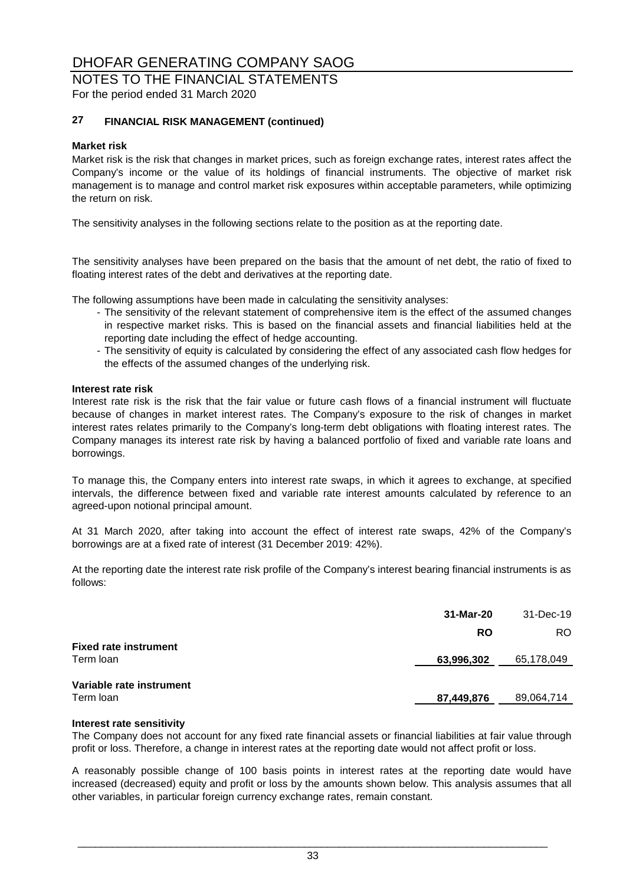# DHOFAR GENERATING COMPANY SAOG

## NOTES TO THE FINANCIAL STATEMENTS

For the period ended 31 March 2020

### 27 FINANCIAL RISK MANAGEMENT (continued)

**Market risk**

Market risk is the risk that changes in market prices, such as foreign exchange rates, interest rates affect the Company's income or the value of its holdings of financial instruments. The objective of market risk management is to manage and control market risk exposures within acceptable parameters, while optimizing the return on risk.

The sensitivity analyses in the following sections relate to the position as at the reporting date.

The sensitivity analyses have been prepared on the basis that the amount of net debt, the ratio of fixed to floating interest rates of the debt and derivatives at the reporting date.

The following assumptions have been made in calculating the sensitivity analyses:

- The sensitivity of the relevant statement of comprehensive item is the effect of the assumed changes in respective market risks. This is based on the financial assets and financial liabilities held at the reporting date including the effect of hedge accounting.
- The sensitivity of equity is calculated by considering the effect of any associated cash flow hedges for the effects of the assumed changes of the underlying risk.

**Interest rate risk**

Interest rate risk is the risk that the fair value or future cash flows of a financial instrument will fluctuate because of changes in market interest rates. The Company's exposure to the risk of changes in market interest rates relates primarily to the Company's long-term debt obligations with floating interest rates. The Company manages its interest rate risk by having a balanced portfolio of fixed and variable rate loans and borrowings.

To manage this, the Company enters into interest rate swaps, in which it agrees to exchange, at specified intervals, the difference between fixed and variable rate interest amounts calculated by reference to an agreed-upon notional principal amount.

At 31 March 2020, after taking into account the effect of interest rate swaps, 42% of the Company's borrowings are at a fixed rate of interest (31 December 2019: 42%).

At the reporting date the interest rate risk profile of the Company's interest bearing financial instruments is as follows:

| | **31-Mar-20** | 31-Dec-19 |
|---|---|---|
| | **RO** | RO |
| **Fixed rate instrument** | | |
| Term loan | **63,996,302** | 65,178,049 |
| **Variable rate instrument** | | |
| Term loan | **87,449,876** | 89,064,714 |

**Interest rate sensitivity**

The Company does not account for any fixed rate financial assets or financial liabilities at fair value through profit or loss. Therefore, a change in interest rates at the reporting date would not affect profit or loss.

A reasonably possible change of 100 basis points in interest rates at the reporting date would have increased (decreased) equity and profit or loss by the amounts shown below. This analysis assumes that all other variables, in particular foreign currency exchange rates, remain constant.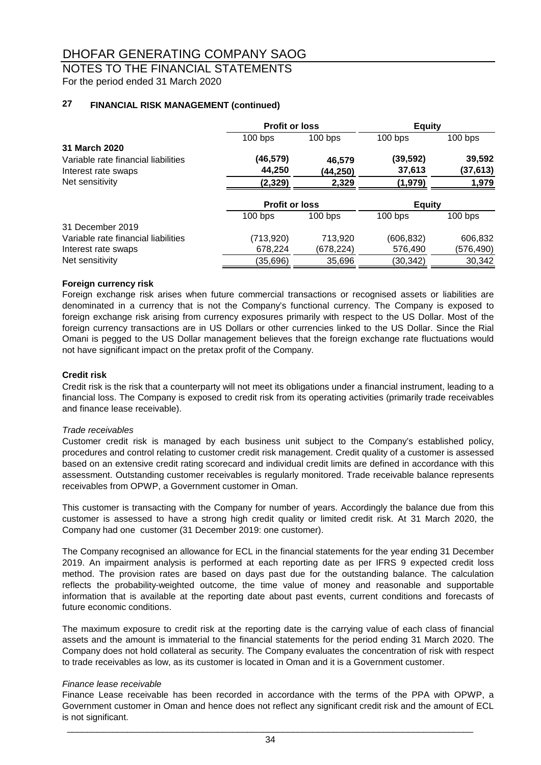# DHOFAR GENERATING COMPANY SAOG

## NOTES TO THE FINANCIAL STATEMENTS

For the period ended 31 March 2020

### 27 FINANCIAL RISK MANAGEMENT (continued)

| | Profit or loss | | Equity | |
|---|---|---|---|---|
| | 100 bps | 100 bps | 100 bps | 100 bps |
| **31 March 2020** | | | | |
| Variable rate financial liabilities | **(46,579)** | **46,579** | **(39,592)** | **39,592** |
| Interest rate swaps | **44,250** | **(44,250)** | **37,613** | **(37,613)** |
| Net sensitivity | **(2,329)** | **2,329** | **(1,979)** | **1,979** |

| | Profit or loss | | Equity | |
|---|---|---|---|---|
| | 100 bps | 100 bps | 100 bps | 100 bps |
| 31 December 2019 | | | | |
| Variable rate financial liabilities | (713,920) | 713,920 | (606,832) | 606,832 |
| Interest rate swaps | 678,224 | (678,224) | 576,490 | (576,490) |
| Net sensitivity | (35,696) | 35,696 | (30,342) | 30,342 |

**Foreign currency risk**

Foreign exchange risk arises when future commercial transactions or recognised assets or liabilities are denominated in a currency that is not the Company's functional currency. The Company is exposed to foreign exchange risk arising from currency exposures primarily with respect to the US Dollar. Most of the foreign currency transactions are in US Dollars or other currencies linked to the US Dollar. Since the Rial Omani is pegged to the US Dollar management believes that the foreign exchange rate fluctuations would not have significant impact on the pretax profit of the Company.

**Credit risk**

Credit risk is the risk that a counterparty will not meet its obligations under a financial instrument, leading to a financial loss. The Company is exposed to credit risk from its operating activities (primarily trade receivables and finance lease receivable).

*Trade receivables*

Customer credit risk is managed by each business unit subject to the Company's established policy, procedures and control relating to customer credit risk management. Credit quality of a customer is assessed based on an extensive credit rating scorecard and individual credit limits are defined in accordance with this assessment. Outstanding customer receivables is regularly monitored. Trade receivable balance represents receivables from OPWP, a Government customer in Oman.

This customer is transacting with the Company for number of years. Accordingly the balance due from this customer is assessed to have a strong high credit quality or limited credit risk. At 31 March 2020, the Company had one customer (31 December 2019: one customer).

The Company recognised an allowance for ECL in the financial statements for the year ending 31 December 2019. An impairment analysis is performed at each reporting date as per IFRS 9 expected credit loss method. The provision rates are based on days past due for the outstanding balance. The calculation reflects the probability-weighted outcome, the time value of money and reasonable and supportable information that is available at the reporting date about past events, current conditions and forecasts of future economic conditions.

The maximum exposure to credit risk at the reporting date is the carrying value of each class of financial assets and the amount is immaterial to the financial statements for the period ending 31 March 2020. The Company does not hold collateral as security. The Company evaluates the concentration of risk with respect to trade receivables as low, as its customer is located in Oman and it is a Government customer.

*Finance lease receivable*

Finance Lease receivable has been recorded in accordance with the terms of the PPA with OPWP, a Government customer in Oman and hence does not reflect any significant credit risk and the amount of ECL is not significant.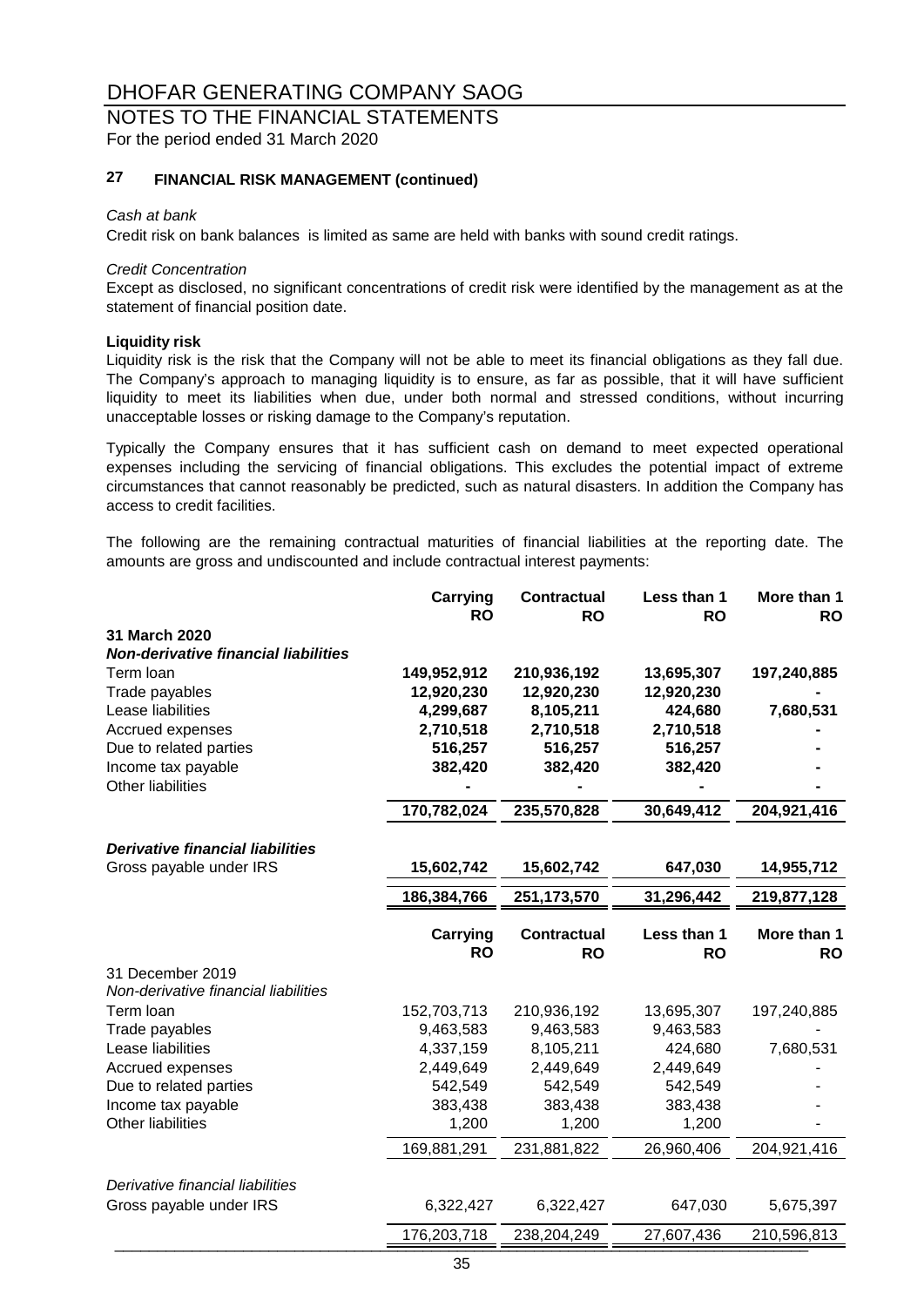## 27 FINANCIAL RISK MANAGEMENT (continued)

*Cash at bank*

Credit risk on bank balances is limited as same are held with banks with sound credit ratings.

*Credit Concentration*

Except as disclosed, no significant concentrations of credit risk were identified by the management as at the statement of financial position date.

**Liquidity risk**

Liquidity risk is the risk that the Company will not be able to meet its financial obligations as they fall due. The Company's approach to managing liquidity is to ensure, as far as possible, that it will have sufficient liquidity to meet its liabilities when due, under both normal and stressed conditions, without incurring unacceptable losses or risking damage to the Company's reputation.

Typically the Company ensures that it has sufficient cash on demand to meet expected operational expenses including the servicing of financial obligations. This excludes the potential impact of extreme circumstances that cannot reasonably be predicted, such as natural disasters. In addition the Company has access to credit facilities.

The following are the remaining contractual maturities of financial liabilities at the reporting date. The amounts are gross and undiscounted and include contractual interest payments:

| | Carrying RO | Contractual RO | Less than 1 RO | More than 1 RO |
|---|---|---|---|---|
| **31 March 2020** | | | | |
| ***Non-derivative financial liabilities*** | | | | |
| Term loan | **149,952,912** | **210,936,192** | **13,695,307** | **197,240,885** |
| Trade payables | **12,920,230** | **12,920,230** | **12,920,230** | **-** |
| Lease liabilities | **4,299,687** | **8,105,211** | **424,680** | **7,680,531** |
| Accrued expenses | **2,710,518** | **2,710,518** | **2,710,518** | **-** |
| Due to related parties | **516,257** | **516,257** | **516,257** | **-** |
| Income tax payable | **382,420** | **382,420** | **382,420** | **-** |
| Other liabilities | **-** | **-** | **-** | **-** |
| | **170,782,024** | **235,570,828** | **30,649,412** | **204,921,416** |
| ***Derivative financial liabilities*** | | | | |
| Gross payable under IRS | **15,602,742** | **15,602,742** | **647,030** | **14,955,712** |
| | **186,384,766** | **251,173,570** | **31,296,442** | **219,877,128** |

| | Carrying RO | Contractual RO | Less than 1 RO | More than 1 RO |
|---|---|---|---|---|
| 31 December 2019 | | | | |
| *Non-derivative financial liabilities* | | | | |
| Term loan | 152,703,713 | 210,936,192 | 13,695,307 | 197,240,885 |
| Trade payables | 9,463,583 | 9,463,583 | 9,463,583 | - |
| Lease liabilities | 4,337,159 | 8,105,211 | 424,680 | 7,680,531 |
| Accrued expenses | 2,449,649 | 2,449,649 | 2,449,649 | - |
| Due to related parties | 542,549 | 542,549 | 542,549 | - |
| Income tax payable | 383,438 | 383,438 | 383,438 | - |
| Other liabilities | 1,200 | 1,200 | 1,200 | - |
| | 169,881,291 | 231,881,822 | 26,960,406 | 204,921,416 |
| *Derivative financial liabilities* | | | | |
| Gross payable under IRS | 6,322,427 | 6,322,427 | 647,030 | 5,675,397 |
| | 176,203,718 | 238,204,249 | 27,607,436 | 210,596,813 |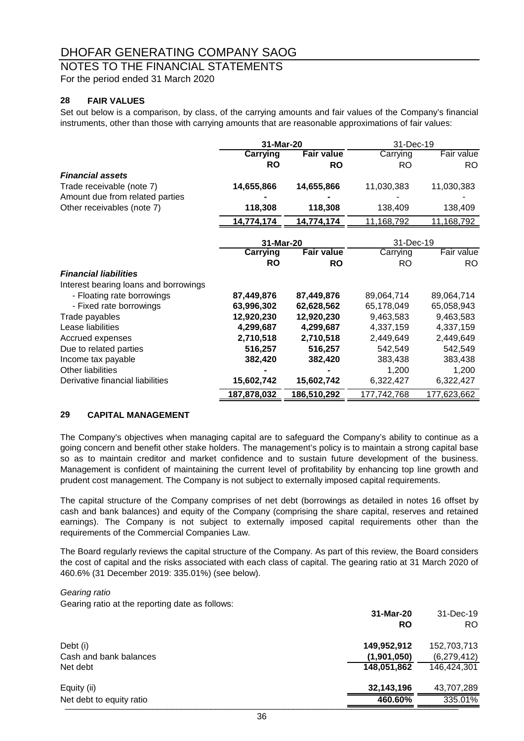# DHOFAR GENERATING COMPANY SAOG

## NOTES TO THE FINANCIAL STATEMENTS

For the period ended 31 March 2020

### 28 FAIR VALUES

Set out below is a comparison, by class, of the carrying amounts and fair values of the Company's financial instruments, other than those with carrying amounts that are reasonable approximations of fair values:

| | 31-Mar-20 | | 31-Dec-19 | |
|---|---|---|---|---|
| | **Carrying** | **Fair value** | Carrying | Fair value |
| | **RO** | **RO** | RO | RO |
| ***Financial assets*** | | | | |
| Trade receivable (note 7) | **14,655,866** | **14,655,866** | 11,030,383 | 11,030,383 |
| Amount due from related parties | **-** | **-** | - | - |
| Other receivables (note 7) | **118,308** | **118,308** | 138,409 | 138,409 |
| | **14,774,174** | **14,774,174** | 11,168,792 | 11,168,792 |

| | 31-Mar-20 | | 31-Dec-19 | |
|---|---|---|---|---|
| | **Carrying** | **Fair value** | Carrying | Fair value |
| | **RO** | **RO** | RO | RO |
| ***Financial liabilities*** | | | | |
| Interest bearing loans and borrowings | | | | |
| - Floating rate borrowings | **87,449,876** | **87,449,876** | 89,064,714 | 89,064,714 |
| - Fixed rate borrowings | **63,996,302** | **62,628,562** | 65,178,049 | 65,058,943 |
| Trade payables | **12,920,230** | **12,920,230** | 9,463,583 | 9,463,583 |
| Lease liabilities | **4,299,687** | **4,299,687** | 4,337,159 | 4,337,159 |
| Accrued expenses | **2,710,518** | **2,710,518** | 2,449,649 | 2,449,649 |
| Due to related parties | **516,257** | **516,257** | 542,549 | 542,549 |
| Income tax payable | **382,420** | **382,420** | 383,438 | 383,438 |
| Other liabilities | **-** | **-** | 1,200 | 1,200 |
| Derivative financial liabilities | **15,602,742** | **15,602,742** | 6,322,427 | 6,322,427 |
| | **187,878,032** | **186,510,292** | 177,742,768 | 177,623,662 |

### 29 CAPITAL MANAGEMENT

The Company's objectives when managing capital are to safeguard the Company's ability to continue as a going concern and benefit other stake holders. The management's policy is to maintain a strong capital base so as to maintain creditor and market confidence and to sustain future development of the business. Management is confident of maintaining the current level of profitability by enhancing top line growth and prudent cost management. The Company is not subject to externally imposed capital requirements.

The capital structure of the Company comprises of net debt (borrowings as detailed in notes 16 offset by cash and bank balances) and equity of the Company (comprising the share capital, reserves and retained earnings). The Company is not subject to externally imposed capital requirements other than the requirements of the Commercial Companies Law.

The Board regularly reviews the capital structure of the Company. As part of this review, the Board considers the cost of capital and the risks associated with each class of capital. The gearing ratio at 31 March 2020 of 460.6% (31 December 2019: 335.01%) (see below).

*Gearing ratio*

Gearing ratio at the reporting date as follows:

| | 31-Mar-20 | 31-Dec-19 |
|---|---|---|
| | **RO** | RO |
| Debt (i) | **149,952,912** | 152,703,713 |
| Cash and bank balances | **(1,901,050)** | (6,279,412) |
| Net debt | **148,051,862** | 146,424,301 |
| Equity (ii) | **32,143,196** | 43,707,289 |
| Net debt to equity ratio | **460.60%** | 335.01% |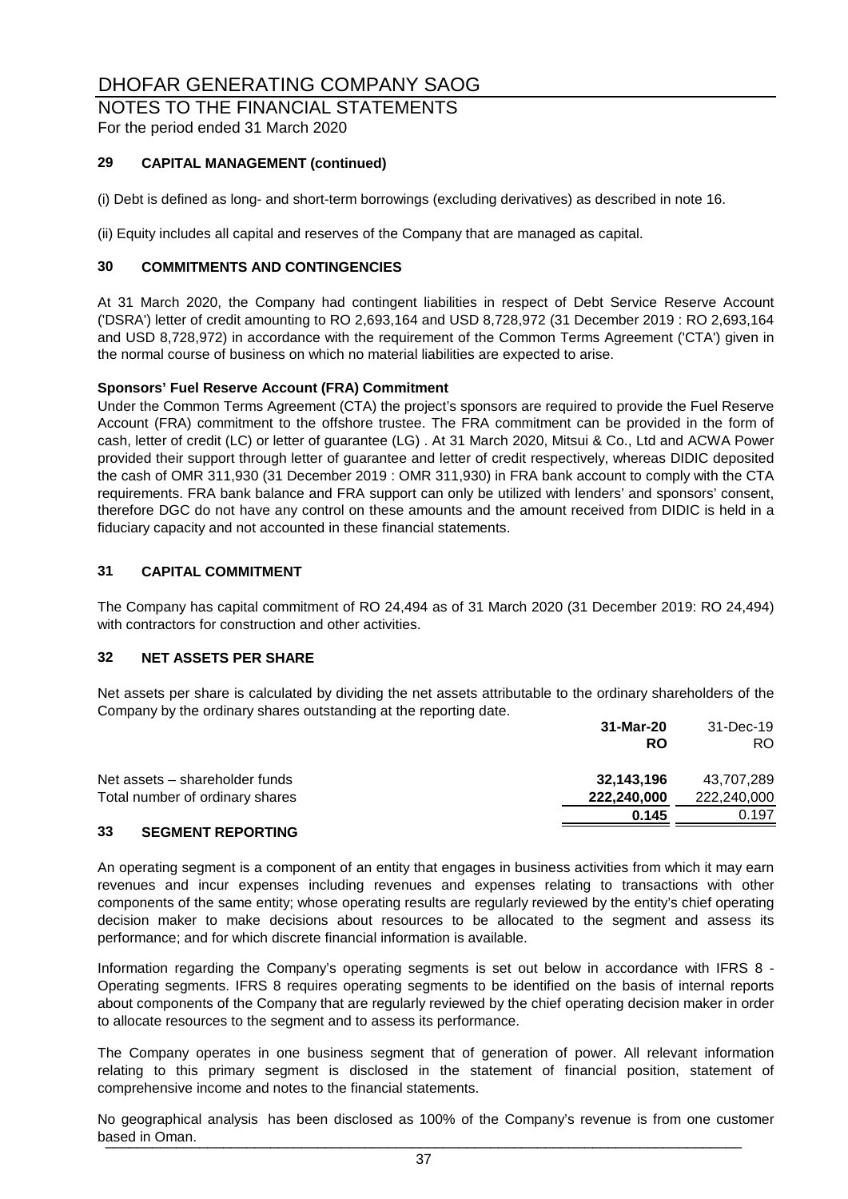# DHOFAR GENERATING COMPANY SAOG

## NOTES TO THE FINANCIAL STATEMENTS

For the period ended 31 March 2020

### 29 CAPITAL MANAGEMENT (continued)

(i) Debt is defined as long- and short-term borrowings (excluding derivatives) as described in note 16.

(ii) Equity includes all capital and reserves of the Company that are managed as capital.

### 30 COMMITMENTS AND CONTINGENCIES

At 31 March 2020, the Company had contingent liabilities in respect of Debt Service Reserve Account ('DSRA') letter of credit amounting to RO 2,693,164 and USD 8,728,972 (31 December 2019 : RO 2,693,164 and USD 8,728,972) in accordance with the requirement of the Common Terms Agreement ('CTA') given in the normal course of business on which no material liabilities are expected to arise.

**Sponsors' Fuel Reserve Account (FRA) Commitment**

Under the Common Terms Agreement (CTA) the project's sponsors are required to provide the Fuel Reserve Account (FRA) commitment to the offshore trustee. The FRA commitment can be provided in the form of cash, letter of credit (LC) or letter of guarantee (LG) . At 31 March 2020, Mitsui & Co., Ltd and ACWA Power provided their support through letter of guarantee and letter of credit respectively, whereas DIDIC deposited the cash of OMR 311,930 (31 December 2019 : OMR 311,930) in FRA bank account to comply with the CTA requirements. FRA bank balance and FRA support can only be utilized with lenders' and sponsors' consent, therefore DGC do not have any control on these amounts and the amount received from DIDIC is held in a fiduciary capacity and not accounted in these financial statements.

### 31 CAPITAL COMMITMENT

The Company has capital commitment of RO 24,494 as of 31 March 2020 (31 December 2019: RO 24,494) with contractors for construction and other activities.

### 32 NET ASSETS PER SHARE

Net assets per share is calculated by dividing the net assets attributable to the ordinary shareholders of the Company by the ordinary shares outstanding at the reporting date.

| | **31-Mar-20** | 31-Dec-19 |
|---|---|---|
| | **RO** | RO |
| Net assets – shareholder funds | **32,143,196** | 43,707,289 |
| Total number of ordinary shares | **222,240,000** | 222,240,000 |
| | **0.145** | 0.197 |

### 33 SEGMENT REPORTING

An operating segment is a component of an entity that engages in business activities from which it may earn revenues and incur expenses including revenues and expenses relating to transactions with other components of the same entity; whose operating results are regularly reviewed by the entity's chief operating decision maker to make decisions about resources to be allocated to the segment and assess its performance; and for which discrete financial information is available.

Information regarding the Company's operating segments is set out below in accordance with IFRS 8 - Operating segments. IFRS 8 requires operating segments to be identified on the basis of internal reports about components of the Company that are regularly reviewed by the chief operating decision maker in order to allocate resources to the segment and to assess its performance.

The Company operates in one business segment that of generation of power. All relevant information relating to this primary segment is disclosed in the statement of financial position, statement of comprehensive income and notes to the financial statements.

No geographical analysis has been disclosed as 100% of the Company's revenue is from one customer based in Oman.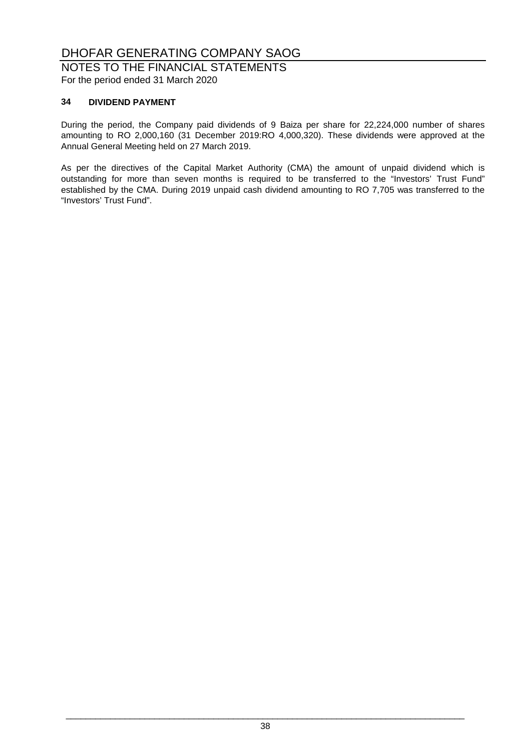# DHOFAR GENERATING COMPANY SAOG

## NOTES TO THE FINANCIAL STATEMENTS

For the period ended 31 March 2020

### 34 DIVIDEND PAYMENT

During the period, the Company paid dividends of 9 Baiza per share for 22,224,000 number of shares amounting to RO 2,000,160 (31 December 2019:RO 4,000,320). These dividends were approved at the Annual General Meeting held on 27 March 2019.

As per the directives of the Capital Market Authority (CMA) the amount of unpaid dividend which is outstanding for more than seven months is required to be transferred to the "Investors' Trust Fund" established by the CMA. During 2019 unpaid cash dividend amounting to RO 7,705 was transferred to the "Investors' Trust Fund".